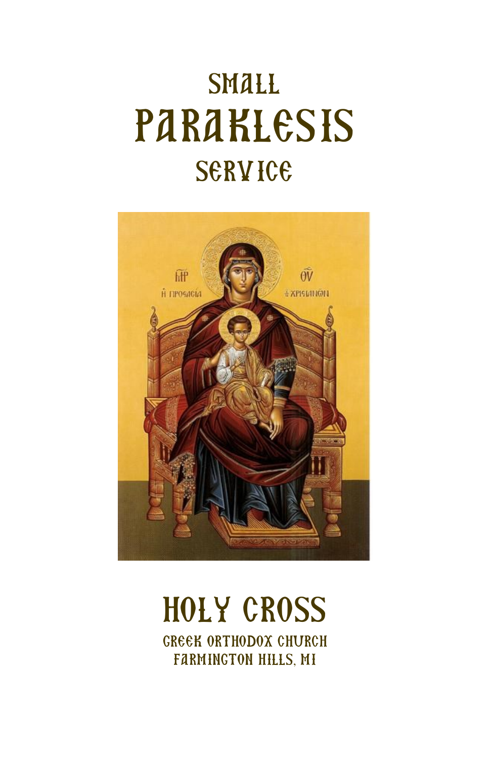# Small Paraklesis Service

# Holy Cross

Greek Orthodox Church
Farmington Hills, MI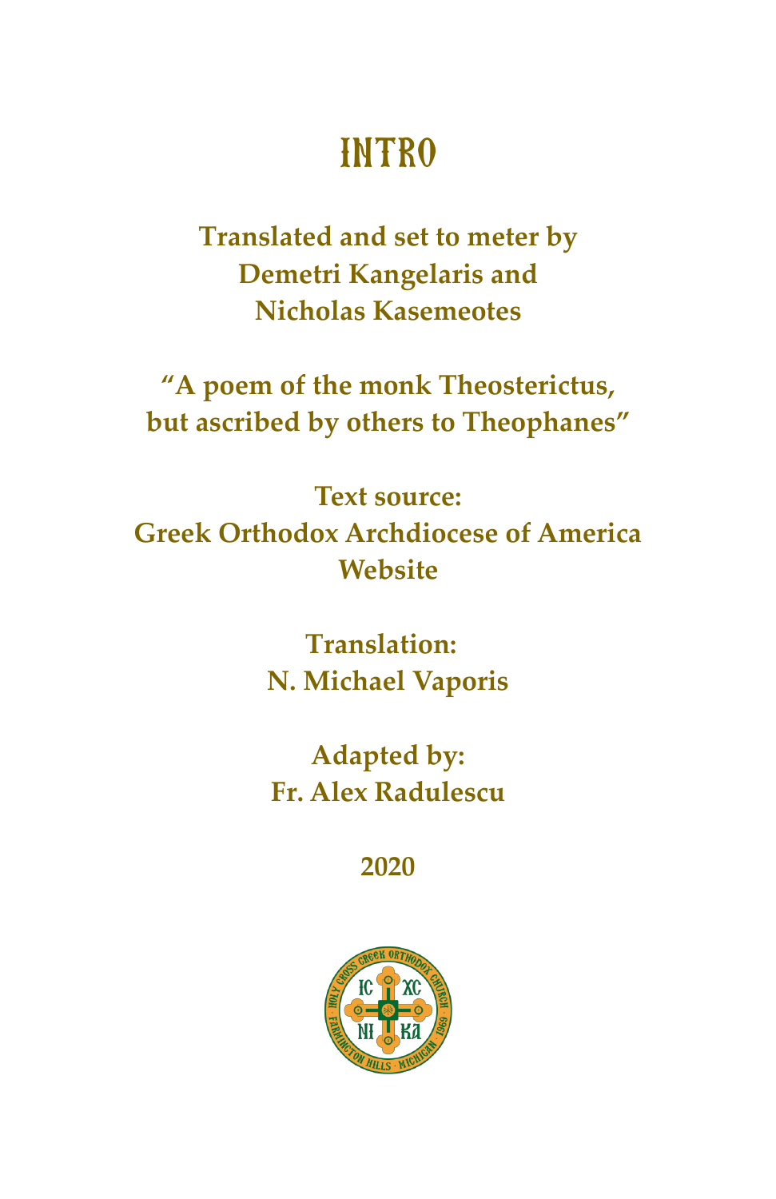# INTRO

**Translated and set to meter by Demetri Kangelaris and Nicholas Kasemeotes**

**"A poem of the monk Theosterictus, but ascribed by others to Theophanes"**

**Text source:**
**Greek Orthodox Archdiocese of America Website**

**Translation:**
**N. Michael Vaporis**

**Adapted by:**
**Fr. Alex Radulescu**

**2020**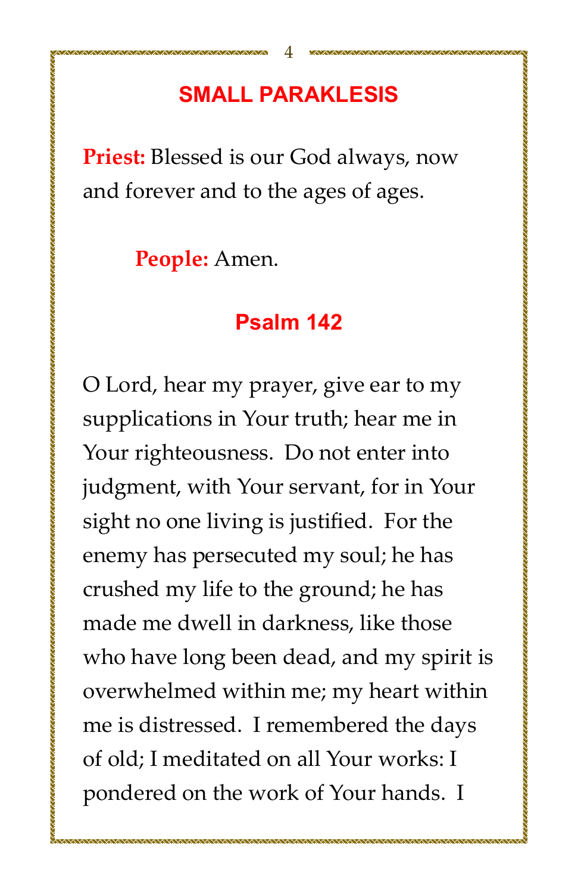## SMALL PARAKLESIS

**Priest:** Blessed is our God always, now and forever and to the ages of ages.

**People:** Amen.

### Psalm 142

O Lord, hear my prayer, give ear to my supplications in Your truth; hear me in Your righteousness. Do not enter into judgment, with Your servant, for in Your sight no one living is justified. For the enemy has persecuted my soul; he has crushed my life to the ground; he has made me dwell in darkness, like those who have long been dead, and my spirit is overwhelmed within me; my heart within me is distressed. I remembered the days of old; I meditated on all Your works: I pondered on the work of Your hands. I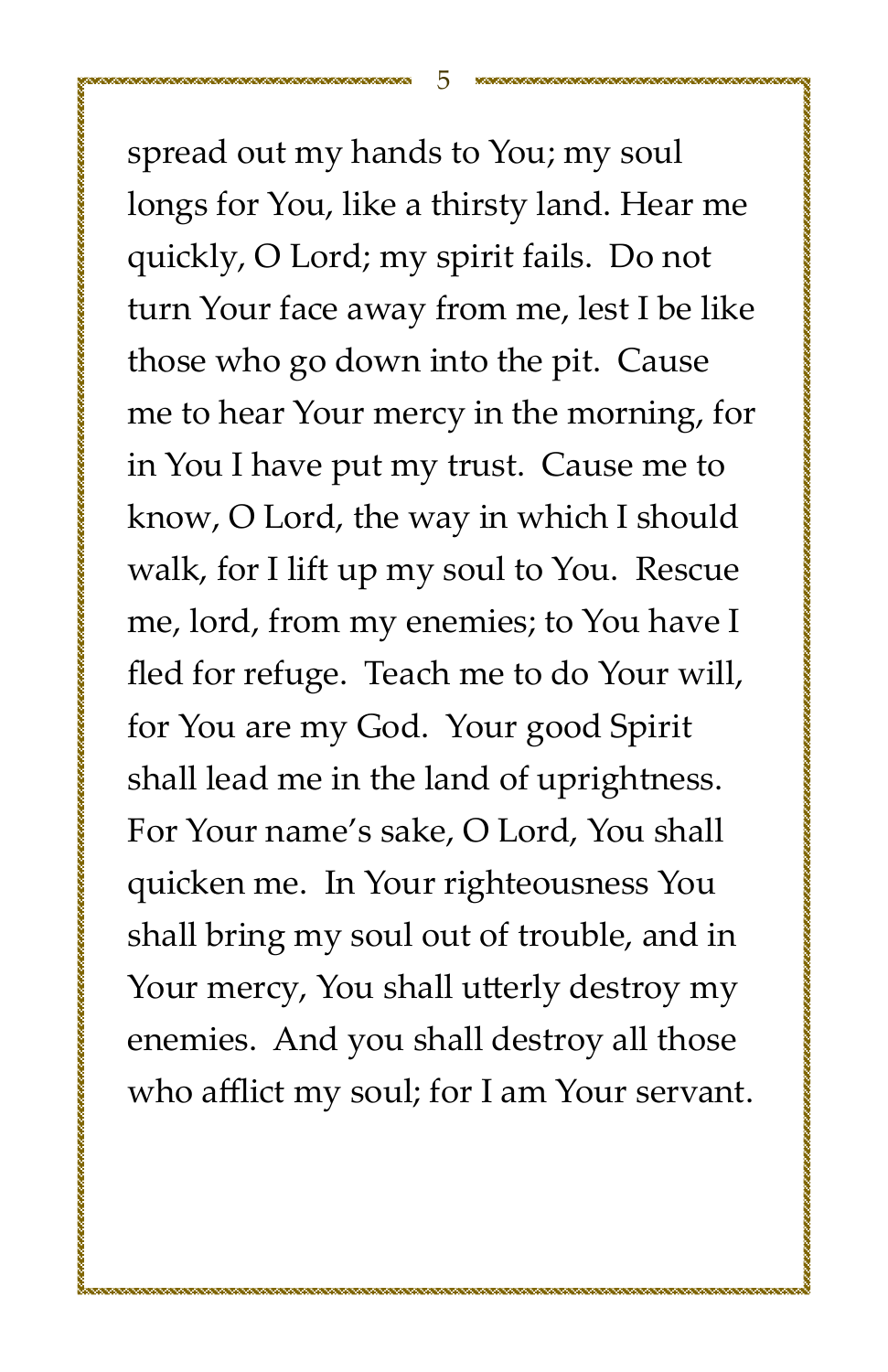spread out my hands to You; my soul longs for You, like a thirsty land. Hear me quickly, O Lord; my spirit fails.  Do not turn Your face away from me, lest I be like those who go down into the pit.  Cause me to hear Your mercy in the morning, for in You I have put my trust.  Cause me to know, O Lord, the way in which I should walk, for I lift up my soul to You.  Rescue me, lord, from my enemies; to You have I fled for refuge.  Teach me to do Your will, for You are my God.  Your good Spirit shall lead me in the land of uprightness. For Your name's sake, O Lord, You shall quicken me.  In Your righteousness You shall bring my soul out of trouble, and in Your mercy, You shall utterly destroy my enemies.  And you shall destroy all those who afflict my soul; for I am Your servant.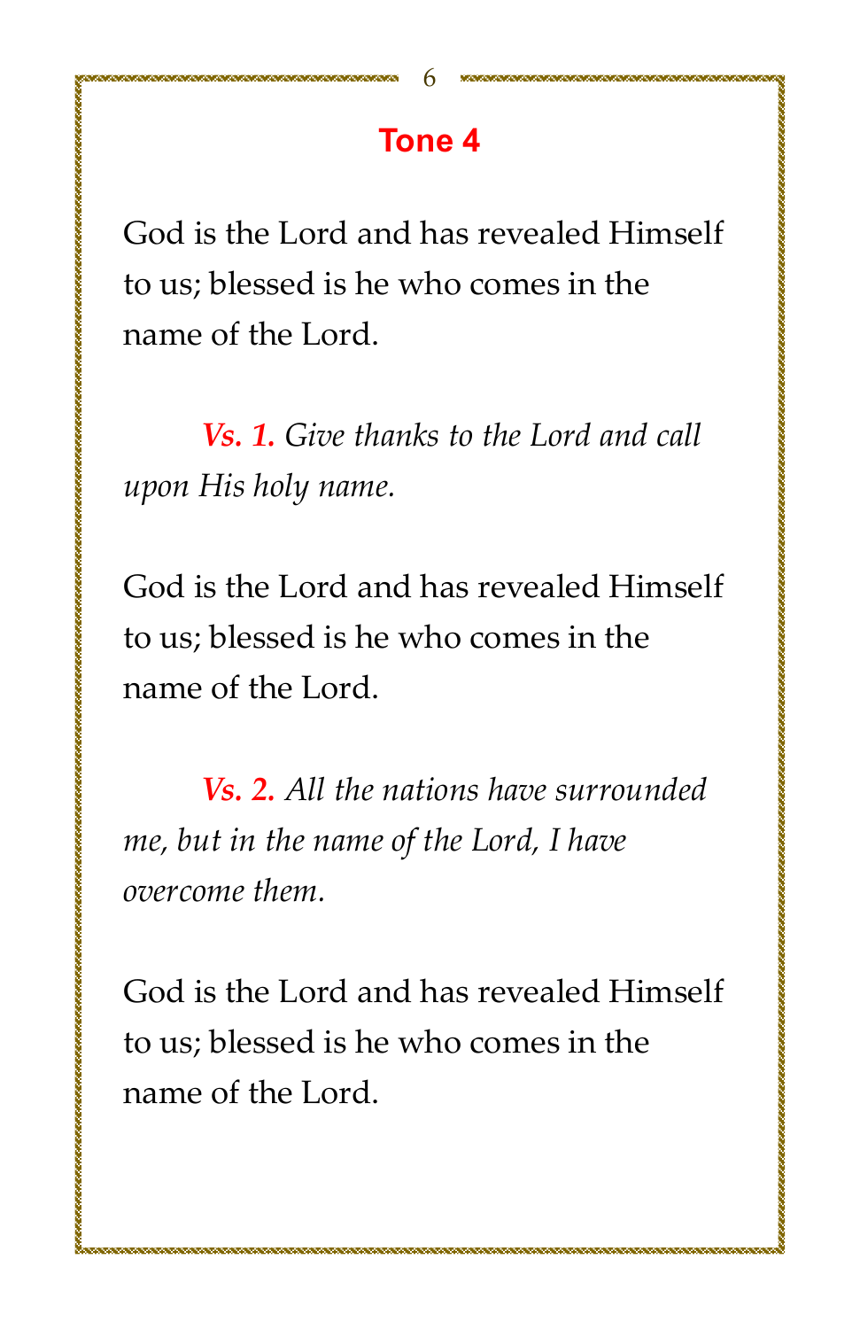## Tone 4

God is the Lord and has revealed Himself to us; blessed is he who comes in the name of the Lord.

**Vs. 1.** *Give thanks to the Lord and call upon His holy name.*

God is the Lord and has revealed Himself to us; blessed is he who comes in the name of the Lord.

**Vs. 2.** *All the nations have surrounded me, but in the name of the Lord, I have overcome them.*

God is the Lord and has revealed Himself to us; blessed is he who comes in the name of the Lord.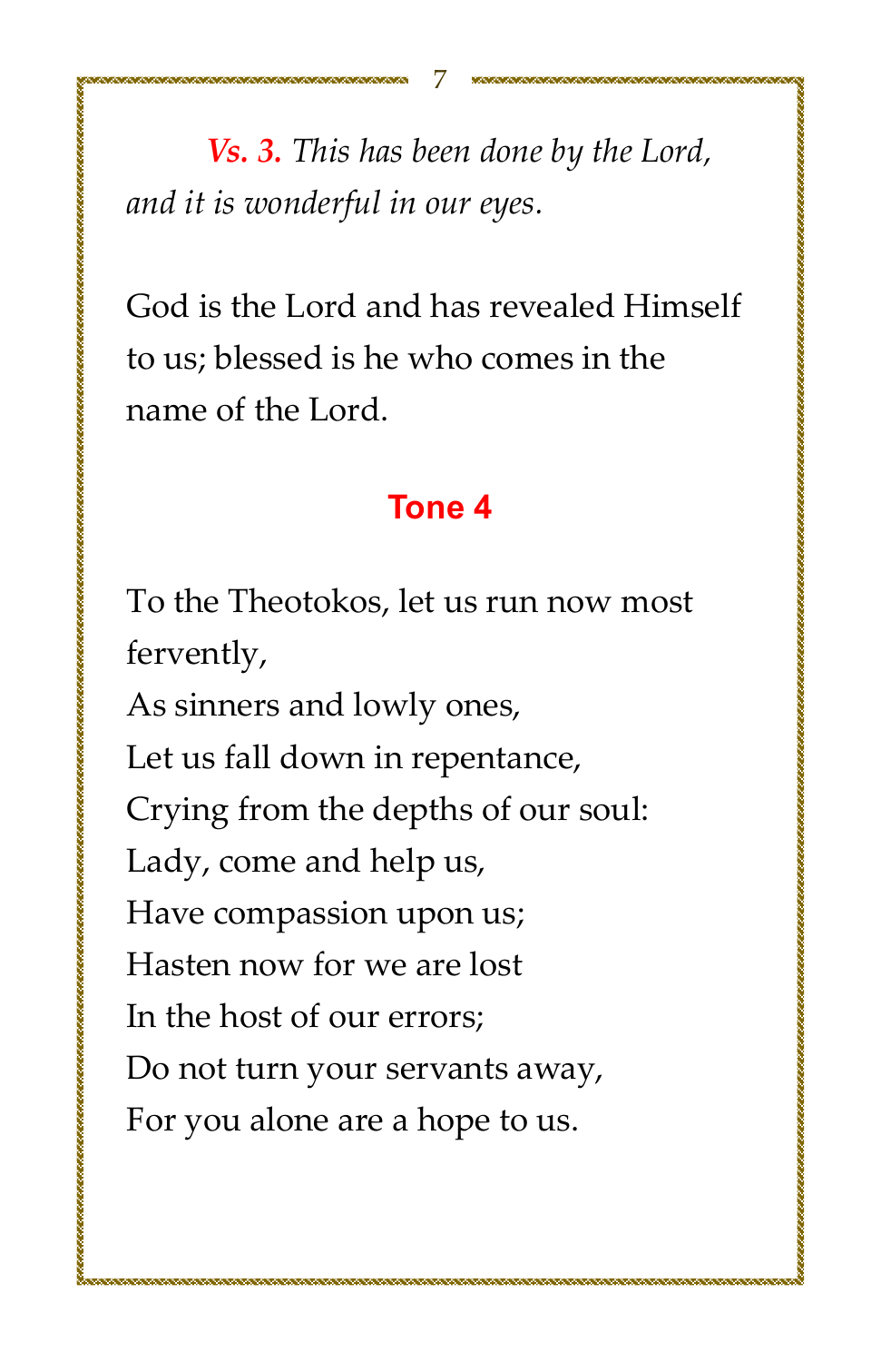***Vs. 3.*** *This has been done by the Lord, and it is wonderful in our eyes.*

God is the Lord and has revealed Himself to us; blessed is he who comes in the name of the Lord.

## Tone 4

To the Theotokos, let us run now most fervently,  
As sinners and lowly ones,  
Let us fall down in repentance,  
Crying from the depths of our soul:  
Lady, come and help us,  
Have compassion upon us;  
Hasten now for we are lost  
In the host of our errors;  
Do not turn your servants away,  
For you alone are a hope to us.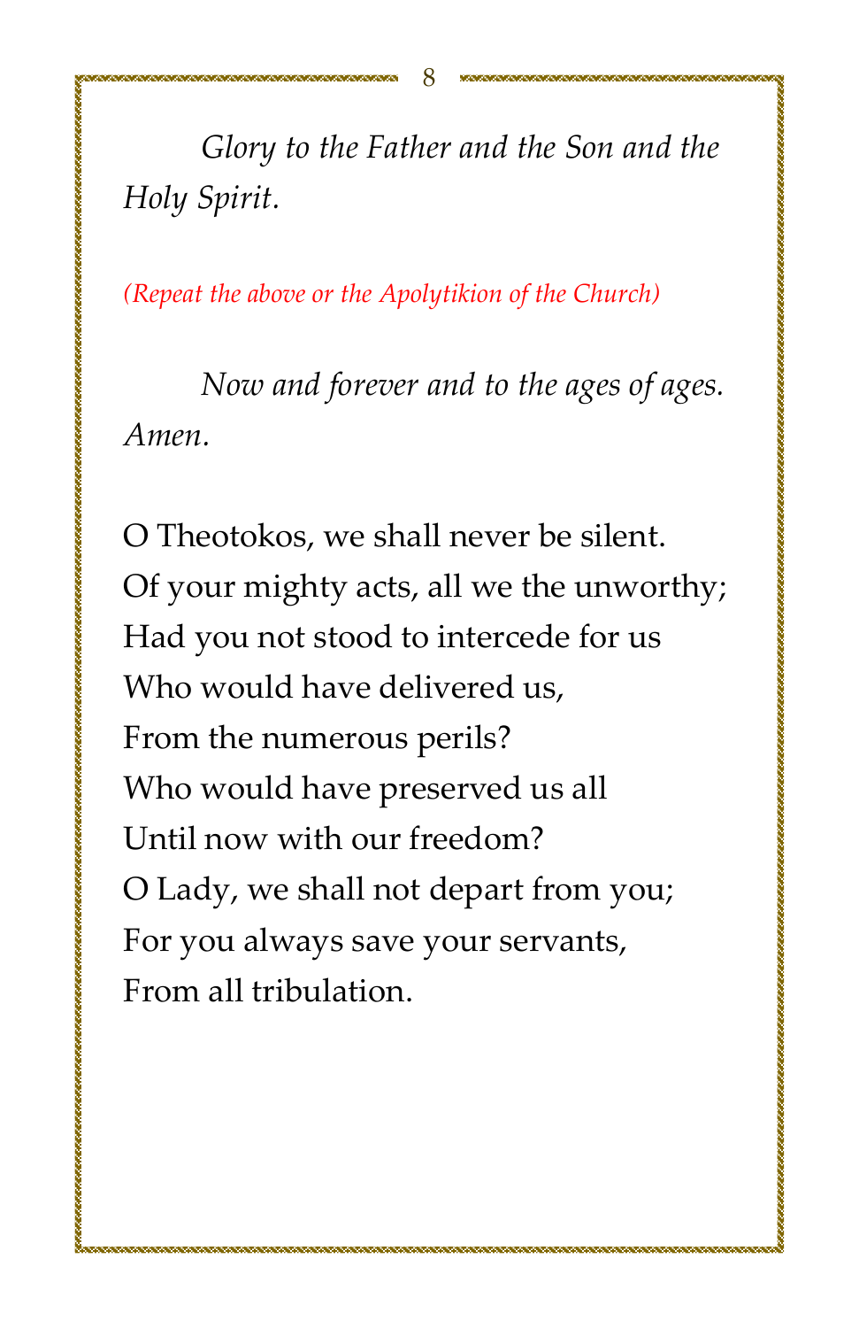*Glory to the Father and the Son and the Holy Spirit.*

*(Repeat the above or the Apolytikion of the Church)*

*Now and forever and to the ages of ages. Amen.*

O Theotokos, we shall never be silent.
Of your mighty acts, all we the unworthy;
Had you not stood to intercede for us
Who would have delivered us,
From the numerous perils?
Who would have preserved us all
Until now with our freedom?
O Lady, we shall not depart from you;
For you always save your servants,
From all tribulation.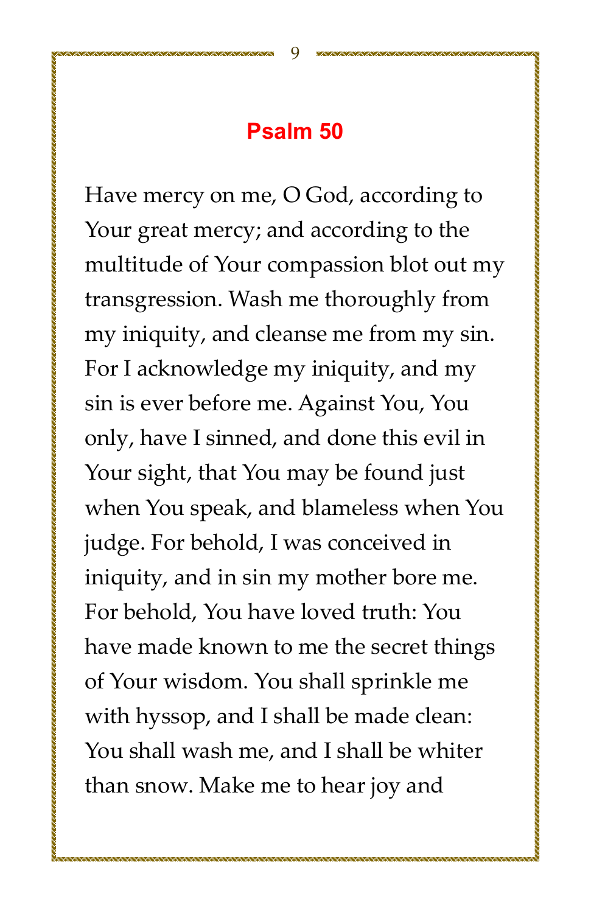## Psalm 50

Have mercy on me, O God, according to Your great mercy; and according to the multitude of Your compassion blot out my transgression. Wash me thoroughly from my iniquity, and cleanse me from my sin. For I acknowledge my iniquity, and my sin is ever before me. Against You, You only, have I sinned, and done this evil in Your sight, that You may be found just when You speak, and blameless when You judge. For behold, I was conceived in iniquity, and in sin my mother bore me. For behold, You have loved truth: You have made known to me the secret things of Your wisdom. You shall sprinkle me with hyssop, and I shall be made clean: You shall wash me, and I shall be whiter than snow. Make me to hear joy and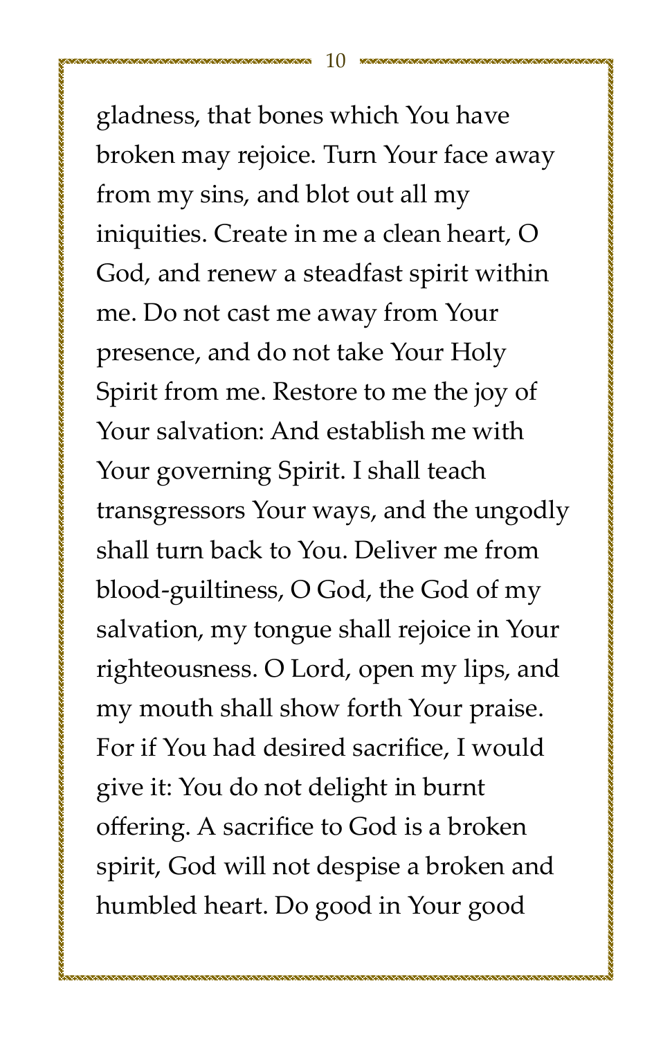gladness, that bones which You have broken may rejoice. Turn Your face away from my sins, and blot out all my iniquities. Create in me a clean heart, O God, and renew a steadfast spirit within me. Do not cast me away from Your presence, and do not take Your Holy Spirit from me. Restore to me the joy of Your salvation: And establish me with Your governing Spirit. I shall teach transgressors Your ways, and the ungodly shall turn back to You. Deliver me from blood-guiltiness, O God, the God of my salvation, my tongue shall rejoice in Your righteousness. O Lord, open my lips, and my mouth shall show forth Your praise. For if You had desired sacrifice, I would give it: You do not delight in burnt offering. A sacrifice to God is a broken spirit, God will not despise a broken and humbled heart. Do good in Your good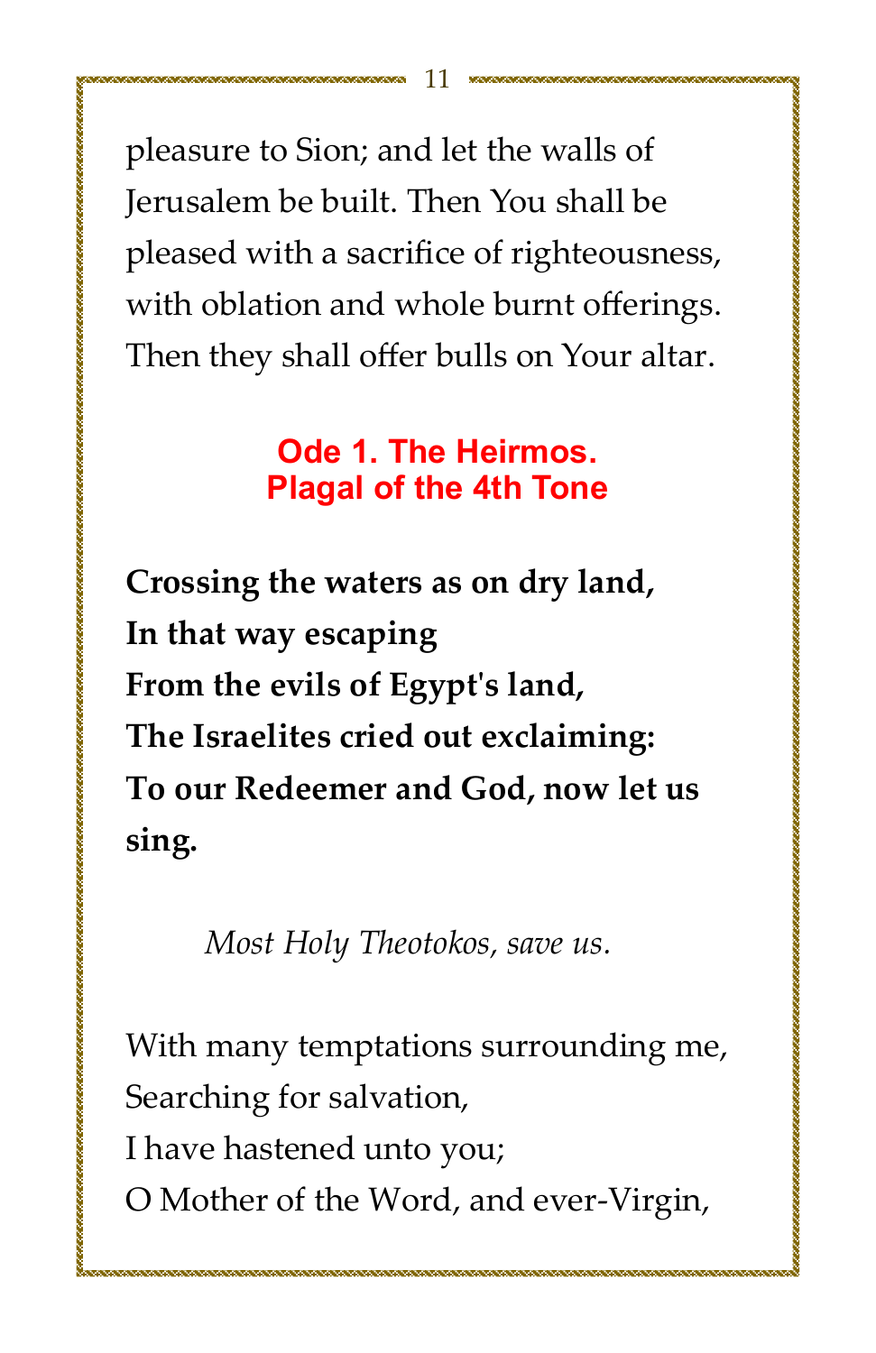pleasure to Sion; and let the walls of Jerusalem be built. Then You shall be pleased with a sacrifice of righteousness, with oblation and whole burnt offerings. Then they shall offer bulls on Your altar.

### Ode 1. The Heirmos.
### Plagal of the 4th Tone

**Crossing the waters as on dry land,**
**In that way escaping**
**From the evils of Egypt's land,**
**The Israelites cried out exclaiming:**
**To our Redeemer and God, now let us sing.**

*Most Holy Theotokos, save us.*

With many temptations surrounding me,
Searching for salvation,
I have hastened unto you;
O Mother of the Word, and ever-Virgin,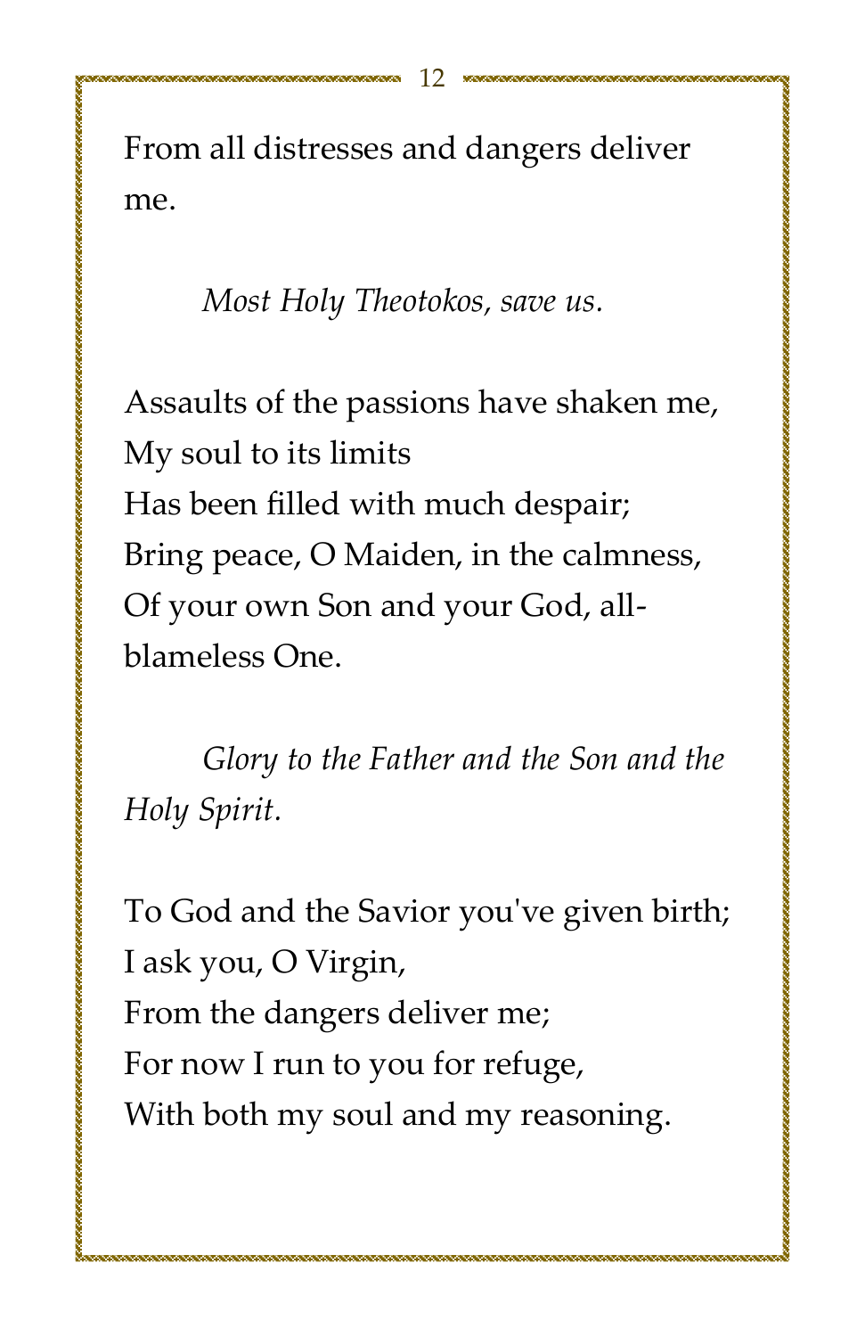From all distresses and dangers deliver me.

*Most Holy Theotokos, save us.*

Assaults of the passions have shaken me,
My soul to its limits
Has been filled with much despair;
Bring peace, O Maiden, in the calmness,
Of your own Son and your God, all-blameless One.

*Glory to the Father and the Son and the Holy Spirit.*

To God and the Savior you've given birth;
I ask you, O Virgin,
From the dangers deliver me;
For now I run to you for refuge,
With both my soul and my reasoning.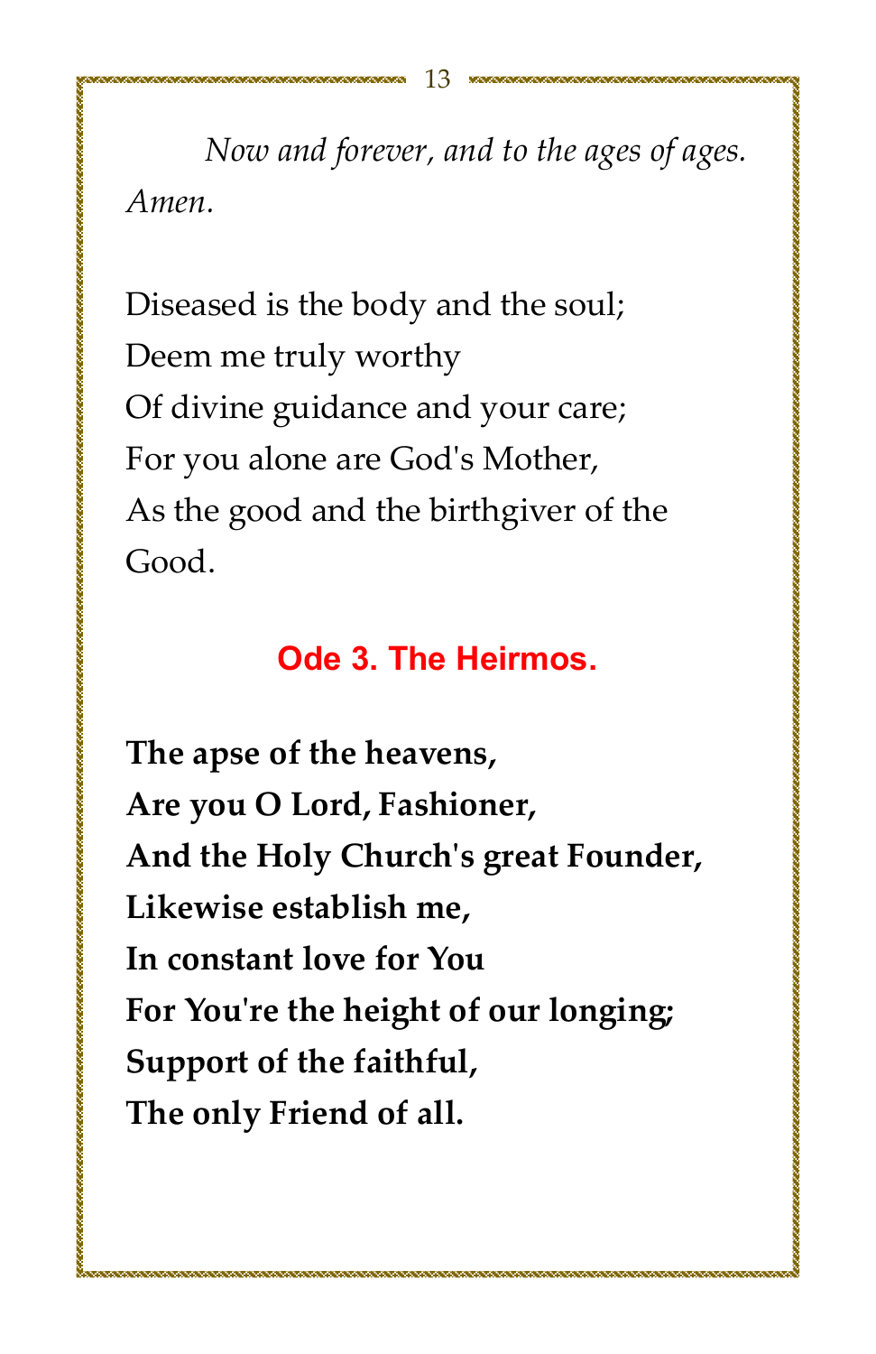*Now and forever, and to the ages of ages. Amen.*

Diseased is the body and the soul;
Deem me truly worthy
Of divine guidance and your care;
For you alone are God's Mother,
As the good and the birthgiver of the Good.

## Ode 3. The Heirmos.

**The apse of the heavens,**
**Are you O Lord, Fashioner,**
**And the Holy Church's great Founder,**
**Likewise establish me,**
**In constant love for You**
**For You're the height of our longing;**
**Support of the faithful,**
**The only Friend of all.**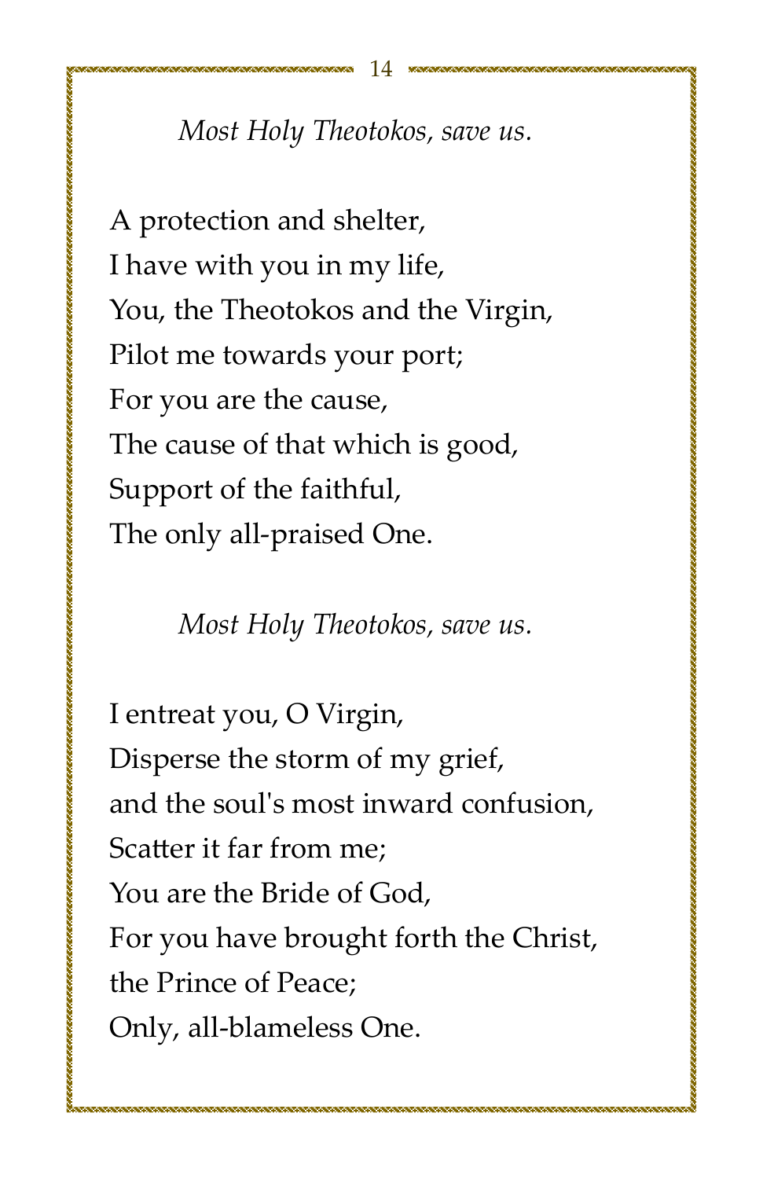*Most Holy Theotokos, save us.*

A protection and shelter,
I have with you in my life,
You, the Theotokos and the Virgin,
Pilot me towards your port;
For you are the cause,
The cause of that which is good,
Support of the faithful,
The only all-praised One.

*Most Holy Theotokos, save us.*

I entreat you, O Virgin,
Disperse the storm of my grief,
and the soul's most inward confusion,
Scatter it far from me;
You are the Bride of God,
For you have brought forth the Christ,
the Prince of Peace;
Only, all-blameless One.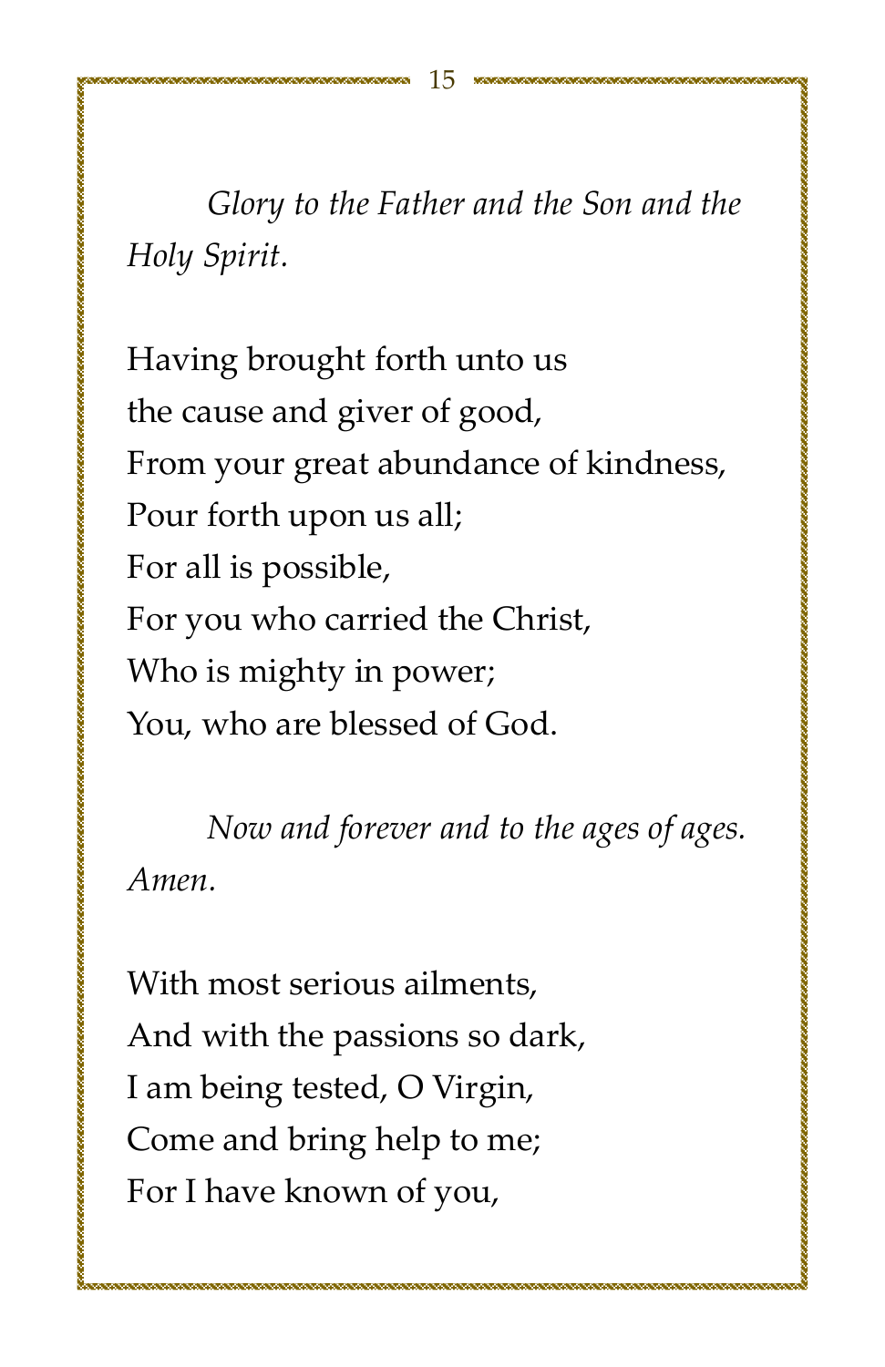*Glory to the Father and the Son and the Holy Spirit.*

Having brought forth unto us  
the cause and giver of good,  
From your great abundance of kindness,  
Pour forth upon us all;  
For all is possible,  
For you who carried the Christ,  
Who is mighty in power;  
You, who are blessed of God.

*Now and forever and to the ages of ages. Amen.*

With most serious ailments,  
And with the passions so dark,  
I am being tested, O Virgin,  
Come and bring help to me;  
For I have known of you,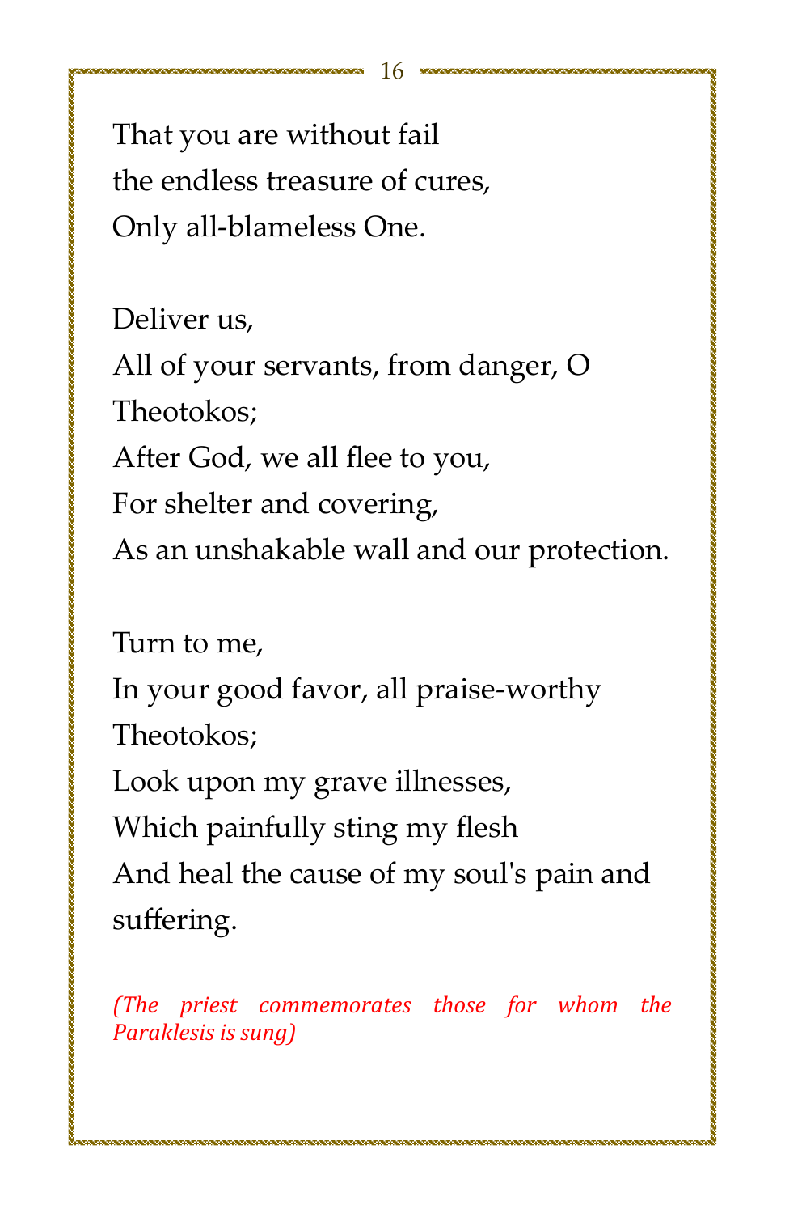That you are without fail
the endless treasure of cures,
Only all-blameless One.

Deliver us,
All of your servants, from danger, O Theotokos;
After God, we all flee to you,
For shelter and covering,
As an unshakable wall and our protection.

Turn to me,
In your good favor, all praise-worthy Theotokos;
Look upon my grave illnesses,
Which painfully sting my flesh
And heal the cause of my soul's pain and suffering.

*(The priest commemorates those for whom the Paraklesis is sung)*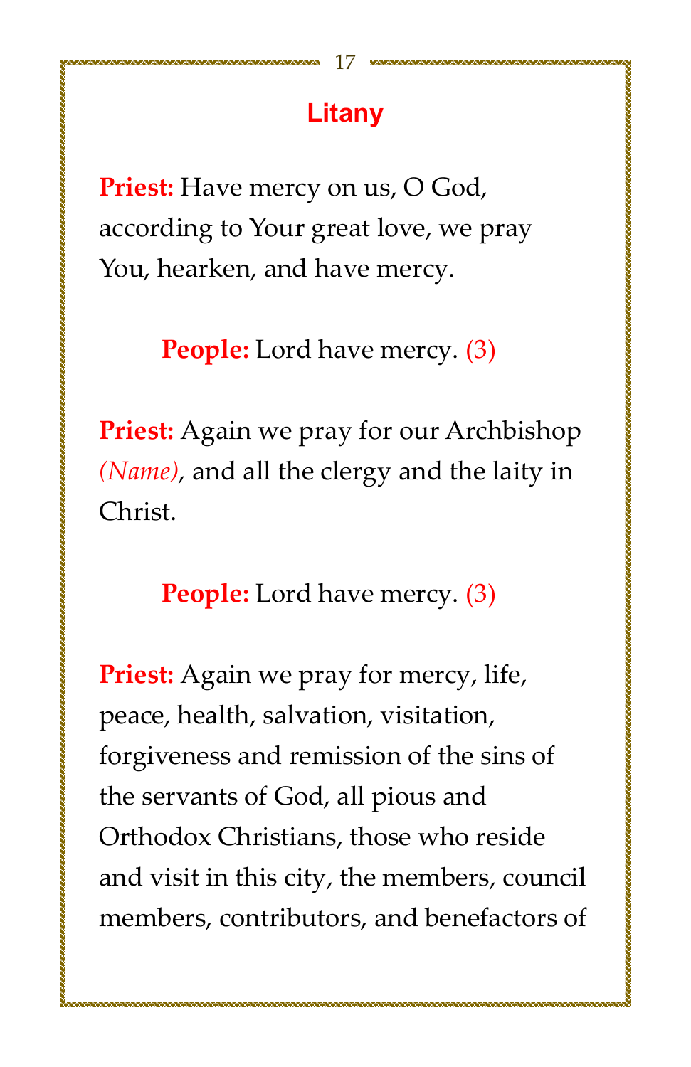## Litany

**Priest:** Have mercy on us, O God, according to Your great love, we pray You, hearken, and have mercy.

**People:** Lord have mercy. (3)

**Priest:** Again we pray for our Archbishop *(Name)*, and all the clergy and the laity in Christ.

**People:** Lord have mercy. (3)

**Priest:** Again we pray for mercy, life, peace, health, salvation, visitation, forgiveness and remission of the sins of the servants of God, all pious and Orthodox Christians, those who reside and visit in this city, the members, council members, contributors, and benefactors of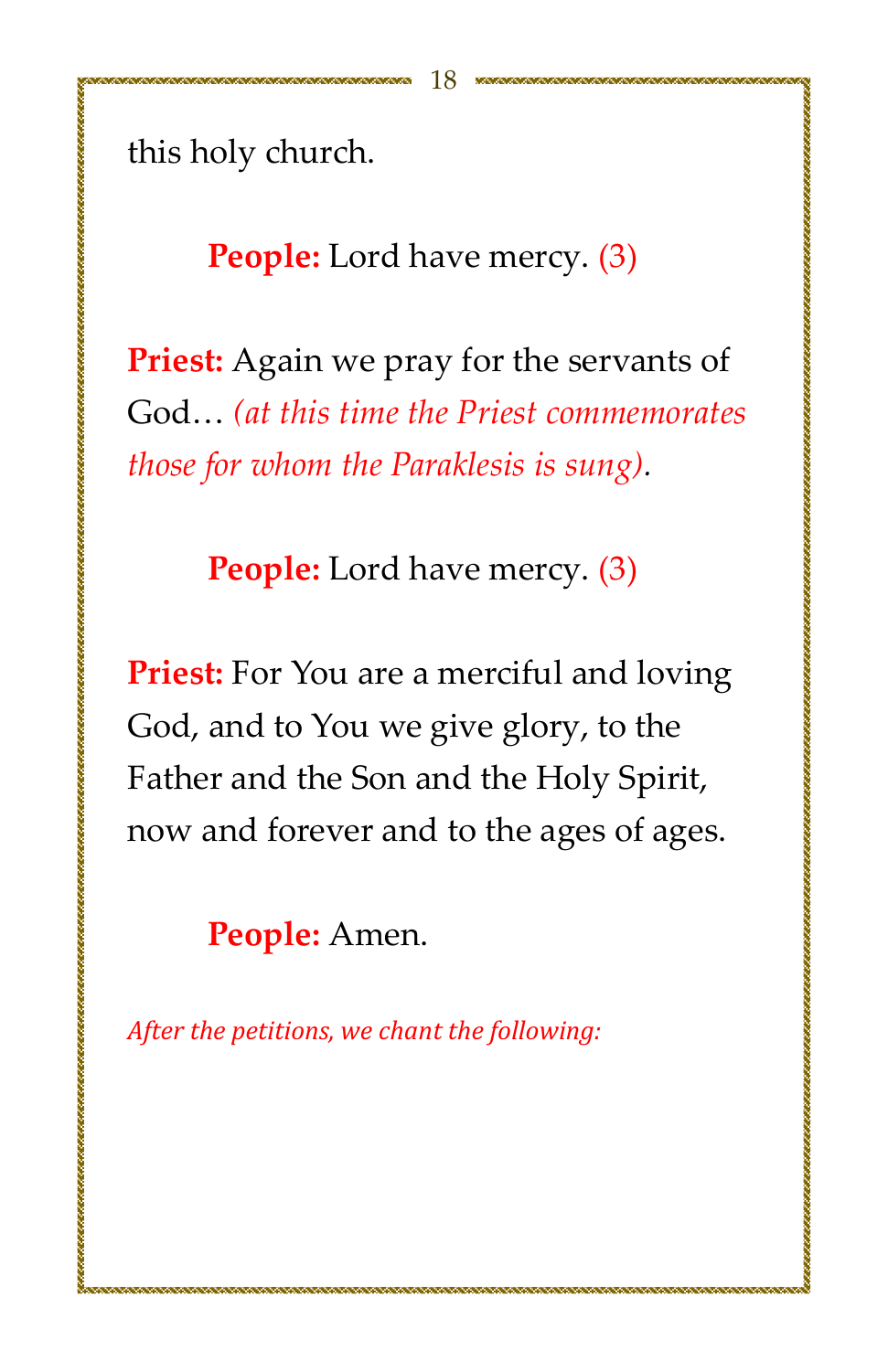this holy church.

**People:** Lord have mercy. (3)

**Priest:** Again we pray for the servants of God… *(at this time the Priest commemorates those for whom the Paraklesis is sung)*.

**People:** Lord have mercy. (3)

**Priest:** For You are a merciful and loving God, and to You we give glory, to the Father and the Son and the Holy Spirit, now and forever and to the ages of ages.

**People:** Amen.

*After the petitions, we chant the following:*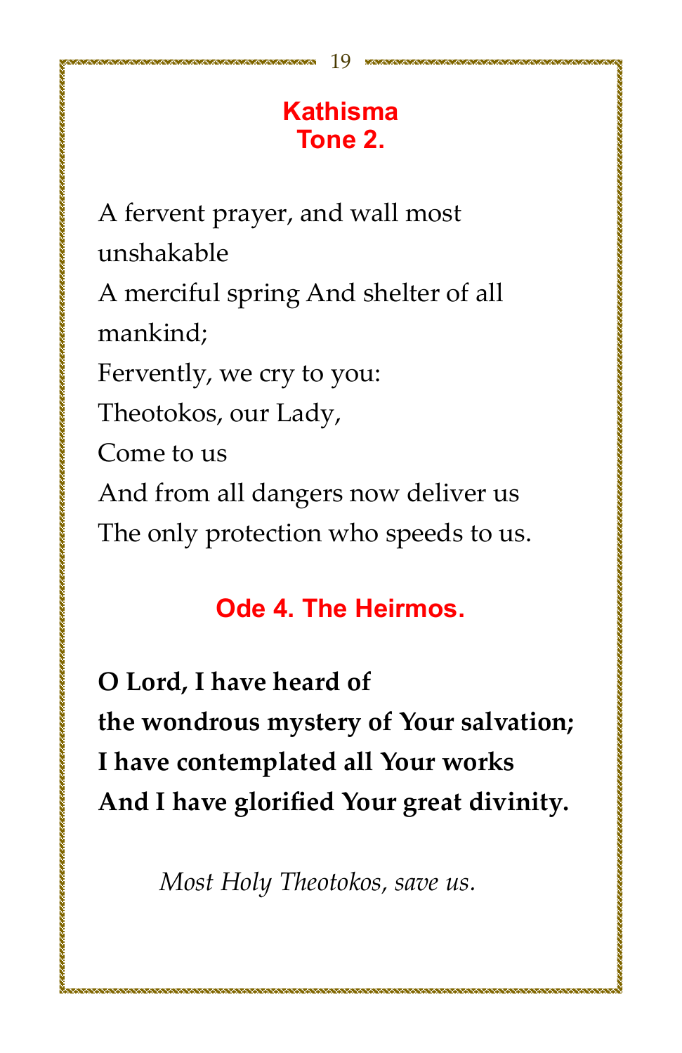## Kathisma
## Tone 2.

A fervent prayer, and wall most unshakable
A merciful spring And shelter of all mankind;
Fervently, we cry to you:
Theotokos, our Lady,
Come to us
And from all dangers now deliver us
The only protection who speeds to us.

## Ode 4. The Heirmos.

**O Lord, I have heard of**
**the wondrous mystery of Your salvation;**
**I have contemplated all Your works**
**And I have glorified Your great divinity.**

*Most Holy Theotokos, save us.*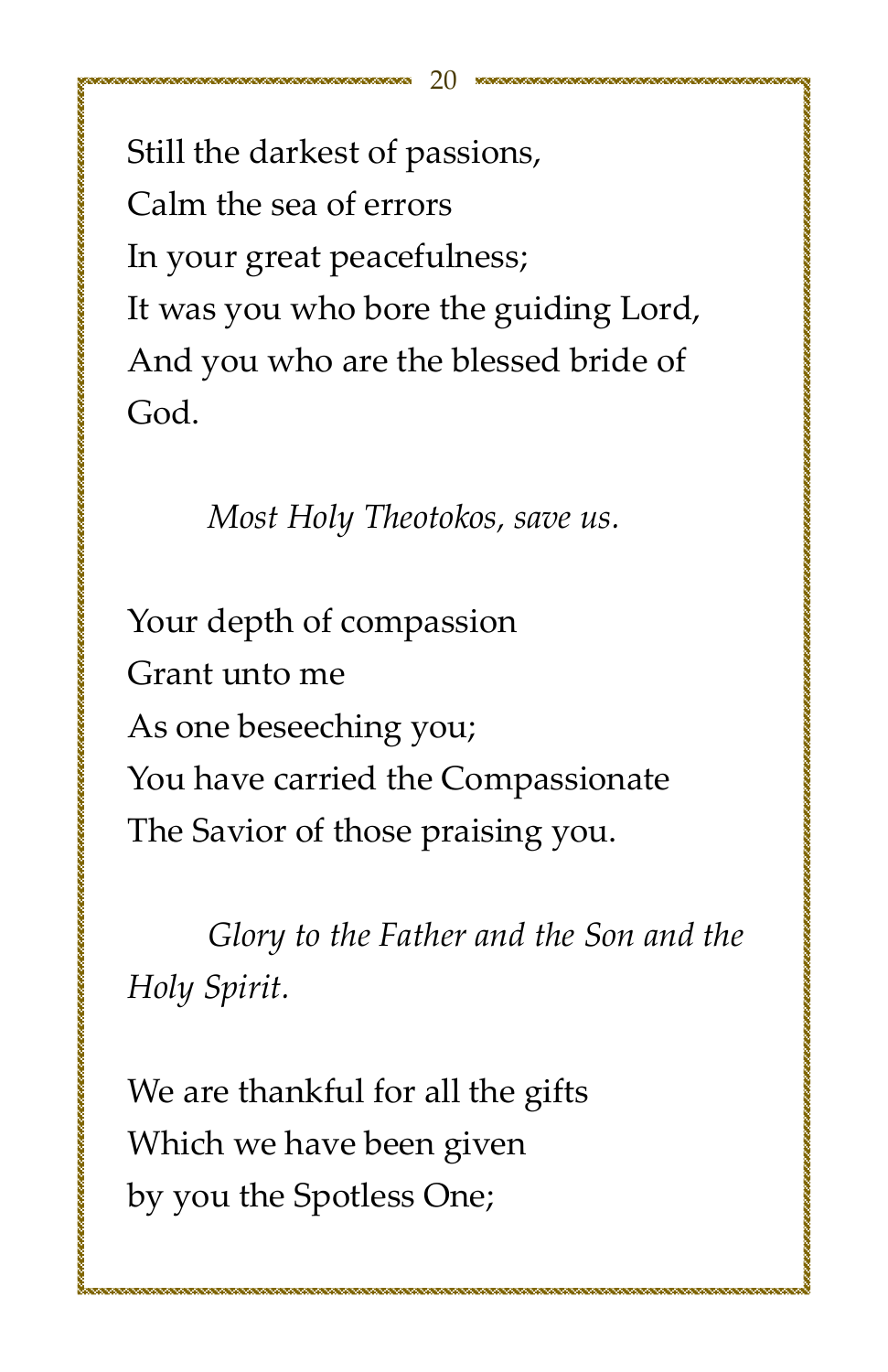Still the darkest of passions,  
Calm the sea of errors  
In your great peacefulness;  
It was you who bore the guiding Lord,  
And you who are the blessed bride of God.

*Most Holy Theotokos, save us.*

Your depth of compassion  
Grant unto me  
As one beseeching you;  
You have carried the Compassionate  
The Savior of those praising you.

*Glory to the Father and the Son and the Holy Spirit.*

We are thankful for all the gifts  
Which we have been given  
by you the Spotless One;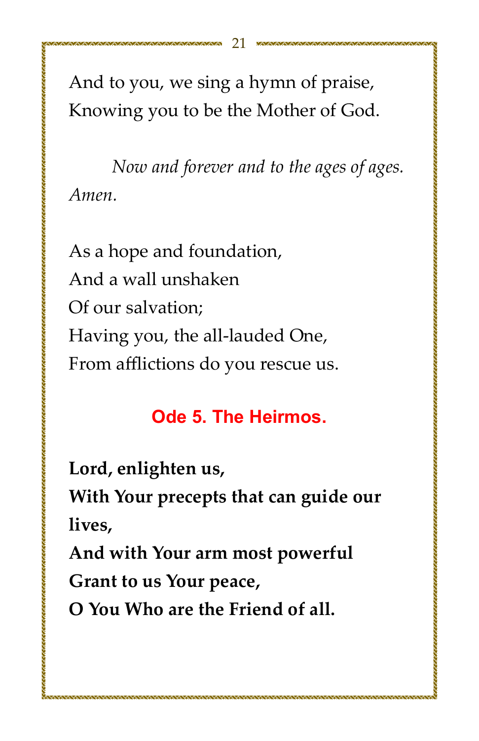And to you, we sing a hymn of praise,
Knowing you to be the Mother of God.

*Now and forever and to the ages of ages. Amen.*

As a hope and foundation,
And a wall unshaken
Of our salvation;
Having you, the all-lauded One,
From afflictions do you rescue us.

## Ode 5. The Heirmos.

**Lord, enlighten us,**
**With Your precepts that can guide our lives,**
**And with Your arm most powerful**
**Grant to us Your peace,**
**O You Who are the Friend of all.**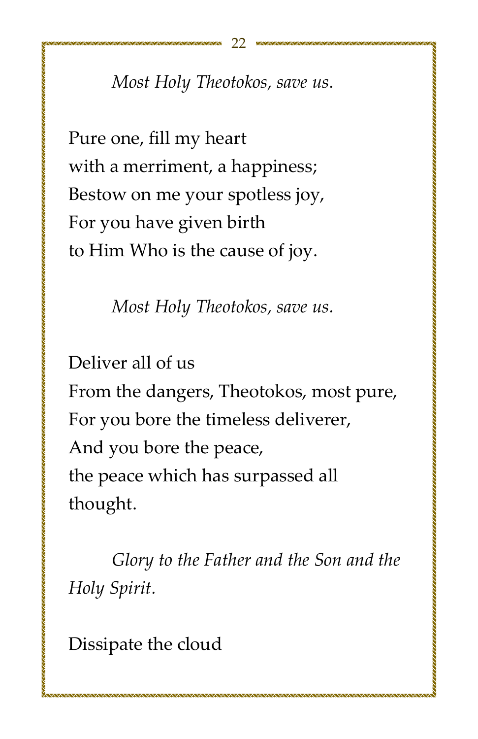*Most Holy Theotokos, save us.*

Pure one, fill my heart
with a merriment, a happiness;
Bestow on me your spotless joy,
For you have given birth
to Him Who is the cause of joy.

*Most Holy Theotokos, save us.*

Deliver all of us
From the dangers, Theotokos, most pure,
For you bore the timeless deliverer,
And you bore the peace,
the peace which has surpassed all
thought.

*Glory to the Father and the Son and the Holy Spirit.*

Dissipate the cloud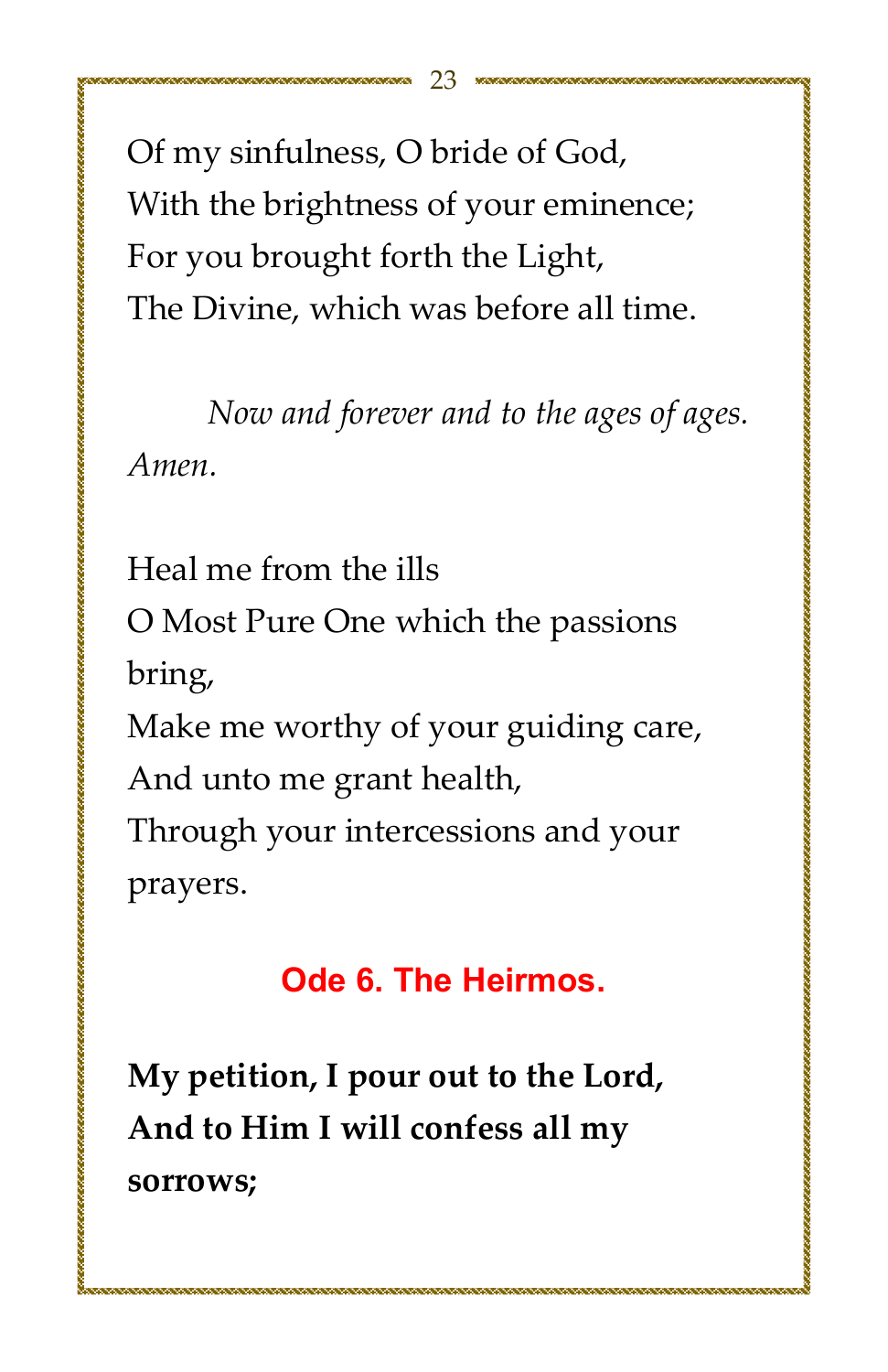Of my sinfulness, O bride of God,
With the brightness of your eminence;
For you brought forth the Light,
The Divine, which was before all time.

*Now and forever and to the ages of ages. Amen.*

Heal me from the ills
O Most Pure One which the passions bring,
Make me worthy of your guiding care,
And unto me grant health,
Through your intercessions and your prayers.

## Ode 6. The Heirmos.

**My petition, I pour out to the Lord,**
**And to Him I will confess all my sorrows;**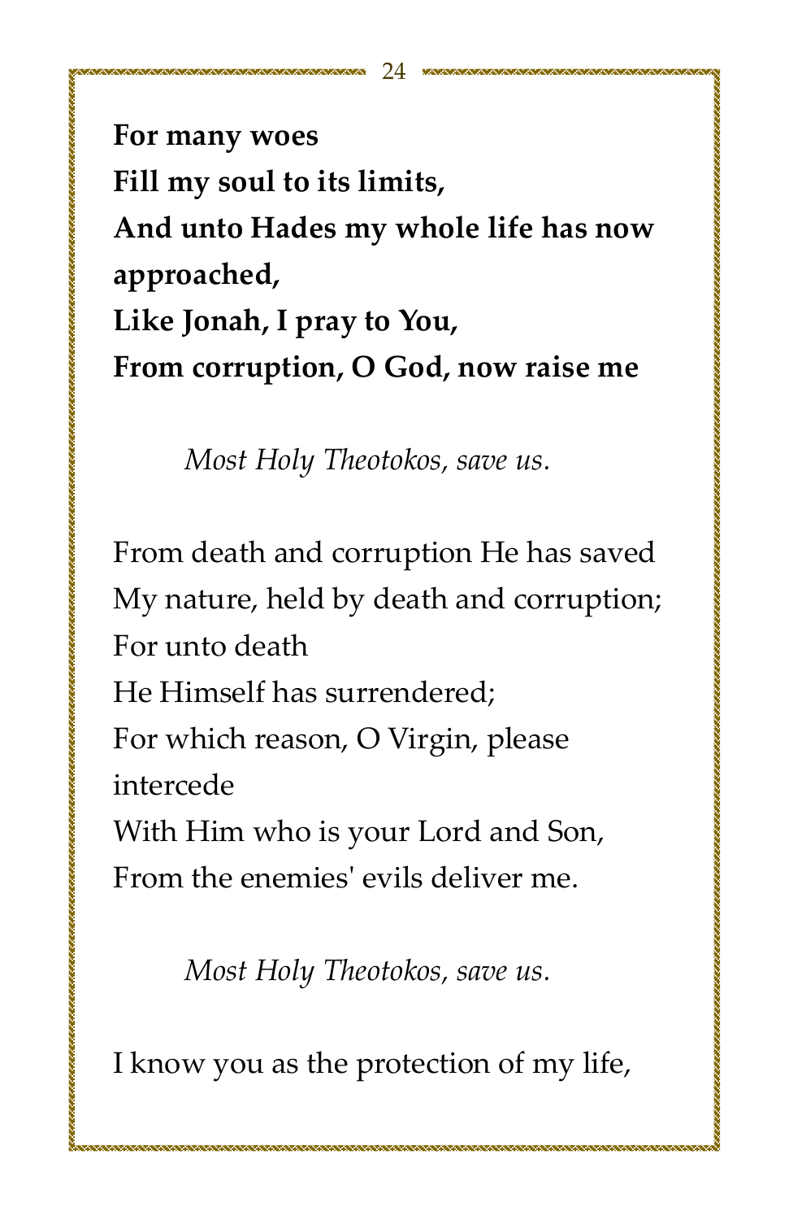**For many woes**
**Fill my soul to its limits,**
**And unto Hades my whole life has now approached,**
**Like Jonah, I pray to You,**
**From corruption, O God, now raise me**

*Most Holy Theotokos, save us.*

From death and corruption He has saved
My nature, held by death and corruption;
For unto death
He Himself has surrendered;
For which reason, O Virgin, please intercede
With Him who is your Lord and Son,
From the enemies' evils deliver me.

*Most Holy Theotokos, save us.*

I know you as the protection of my life,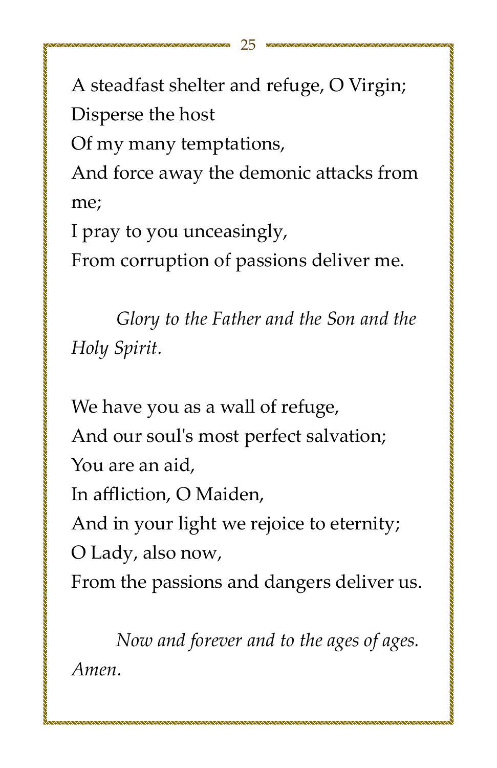A steadfast shelter and refuge, O Virgin;
Disperse the host
Of my many temptations,
And force away the demonic attacks from me;
I pray to you unceasingly,
From corruption of passions deliver me.

*Glory to the Father and the Son and the Holy Spirit.*

We have you as a wall of refuge,
And our soul's most perfect salvation;
You are an aid,
In affliction, O Maiden,
And in your light we rejoice to eternity;
O Lady, also now,
From the passions and dangers deliver us.

*Now and forever and to the ages of ages. Amen.*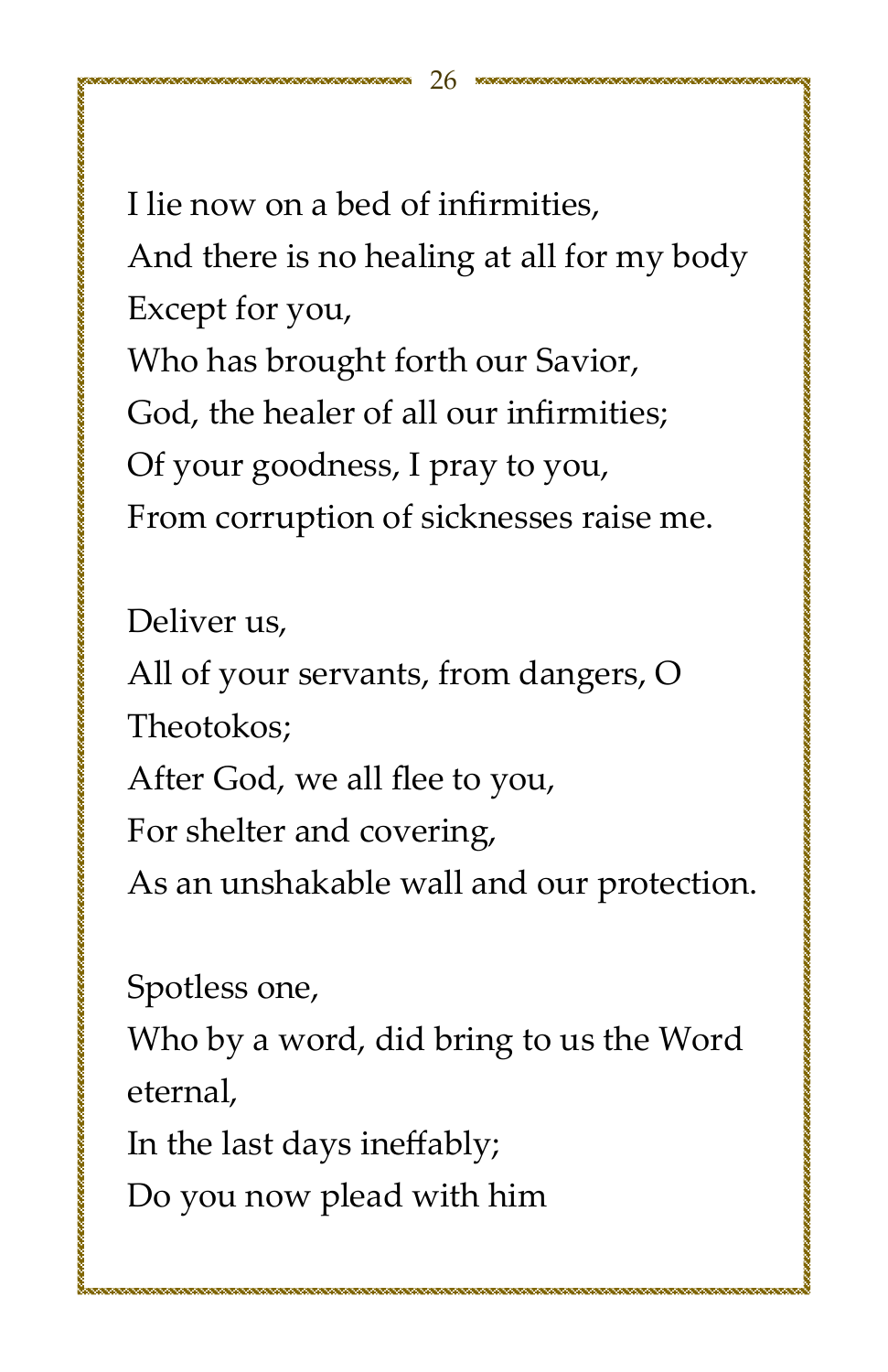I lie now on a bed of infirmities,  
And there is no healing at all for my body  
Except for you,  
Who has brought forth our Savior,  
God, the healer of all our infirmities;  
Of your goodness, I pray to you,  
From corruption of sicknesses raise me.

Deliver us,  
All of your servants, from dangers, O Theotokos;  
After God, we all flee to you,  
For shelter and covering,  
As an unshakable wall and our protection.

Spotless one,  
Who by a word, did bring to us the Word eternal,  
In the last days ineffably;  
Do you now plead with him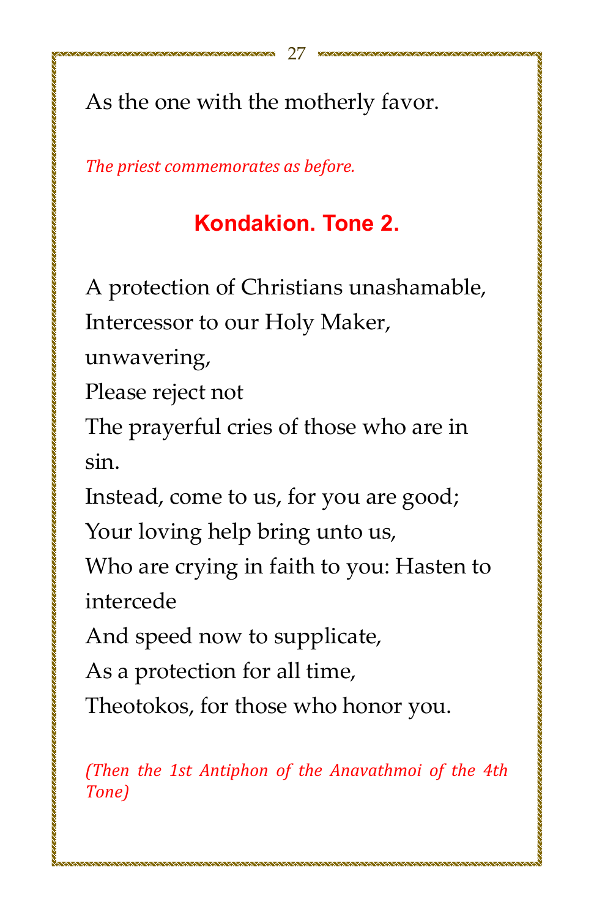As the one with the motherly favor.

*The priest commemorates as before.*

## Kondakion. Tone 2.

A protection of Christians unashamable,
Intercessor to our Holy Maker,
unwavering,
Please reject not
The prayerful cries of those who are in
sin.
Instead, come to us, for you are good;
Your loving help bring unto us,
Who are crying in faith to you: Hasten to
intercede
And speed now to supplicate,
As a protection for all time,
Theotokos, for those who honor you.

*(Then the 1st Antiphon of the Anavathmoi of the 4th Tone)*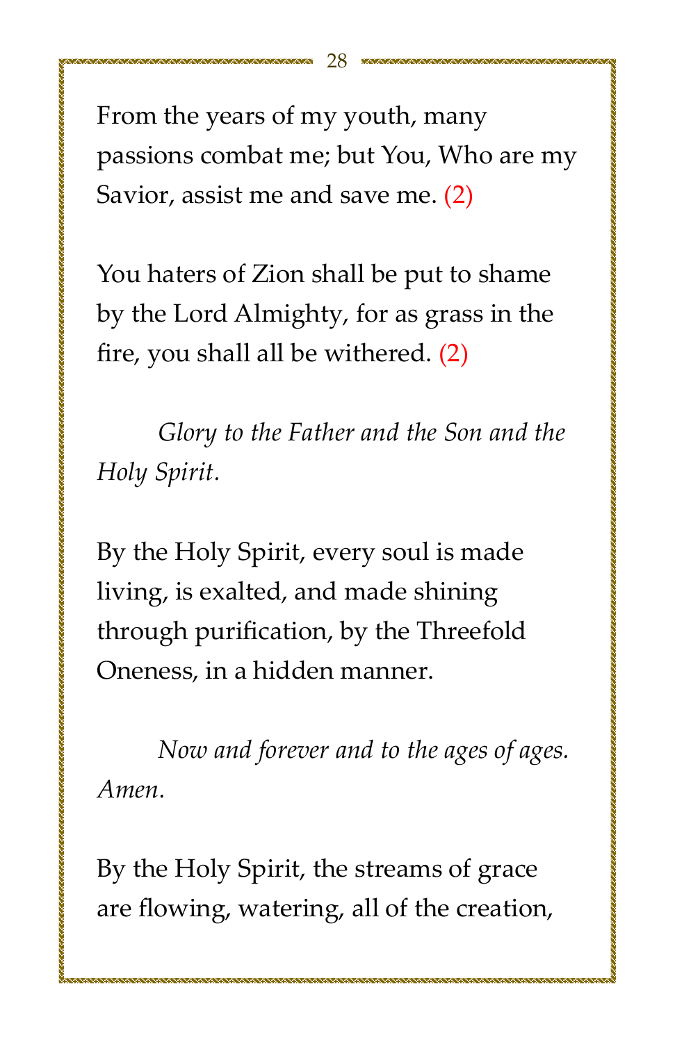From the years of my youth, many passions combat me; but You, Who are my Savior, assist me and save me. (2)

You haters of Zion shall be put to shame by the Lord Almighty, for as grass in the fire, you shall all be withered. (2)

*Glory to the Father and the Son and the Holy Spirit.*

By the Holy Spirit, every soul is made living, is exalted, and made shining through purification, by the Threefold Oneness, in a hidden manner.

*Now and forever and to the ages of ages. Amen.*

By the Holy Spirit, the streams of grace are flowing, watering, all of the creation,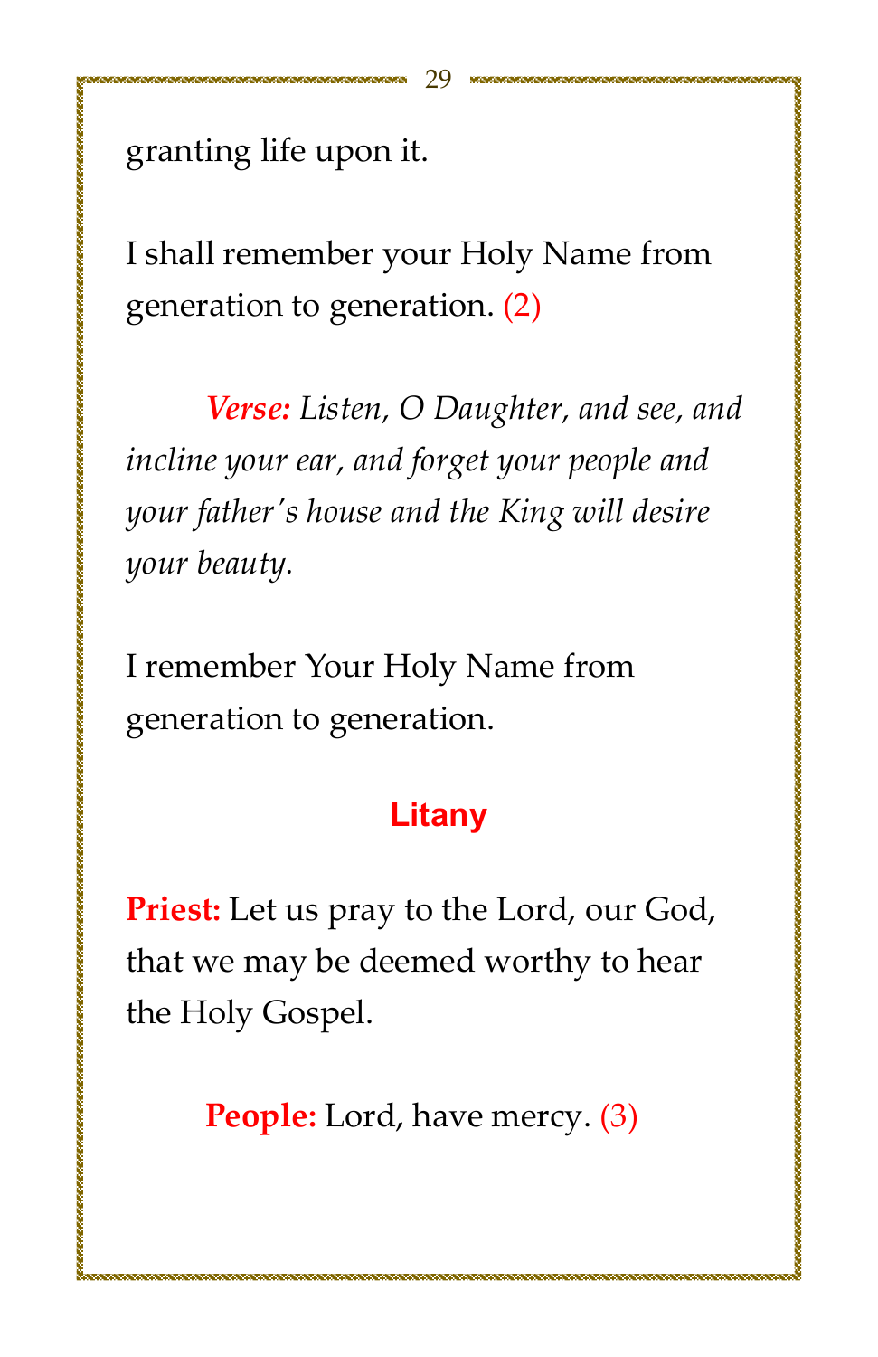granting life upon it.

I shall remember your Holy Name from generation to generation. (2)

***Verse:*** *Listen, O Daughter, and see, and incline your ear, and forget your people and your father's house and the King will desire your beauty.*

I remember Your Holy Name from generation to generation.

## Litany

**Priest:** Let us pray to the Lord, our God, that we may be deemed worthy to hear the Holy Gospel.

**People:** Lord, have mercy. (3)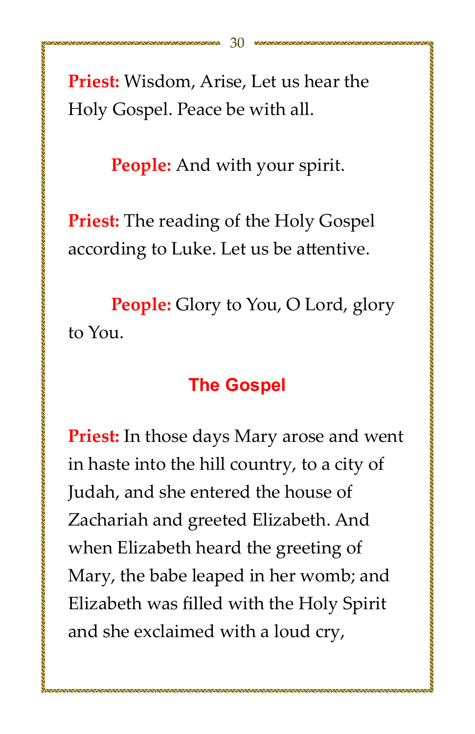**Priest:** Wisdom, Arise, Let us hear the Holy Gospel. Peace be with all.

**People:** And with your spirit.

**Priest:** The reading of the Holy Gospel according to Luke. Let us be attentive.

**People:** Glory to You, O Lord, glory to You.

## The Gospel

**Priest:** In those days Mary arose and went in haste into the hill country, to a city of Judah, and she entered the house of Zachariah and greeted Elizabeth. And when Elizabeth heard the greeting of Mary, the babe leaped in her womb; and Elizabeth was filled with the Holy Spirit and she exclaimed with a loud cry,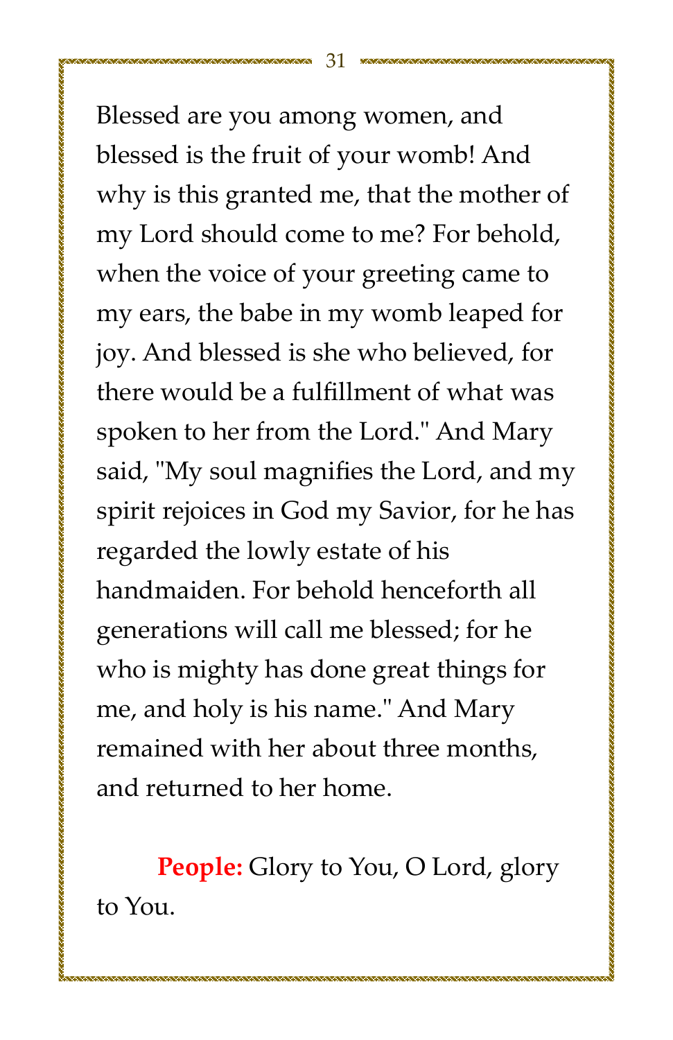Blessed are you among women, and blessed is the fruit of your womb! And why is this granted me, that the mother of my Lord should come to me? For behold, when the voice of your greeting came to my ears, the babe in my womb leaped for joy. And blessed is she who believed, for there would be a fulfillment of what was spoken to her from the Lord." And Mary said, "My soul magnifies the Lord, and my spirit rejoices in God my Savior, for he has regarded the lowly estate of his handmaiden. For behold henceforth all generations will call me blessed; for he who is mighty has done great things for me, and holy is his name." And Mary remained with her about three months, and returned to her home.

**People:** Glory to You, O Lord, glory to You.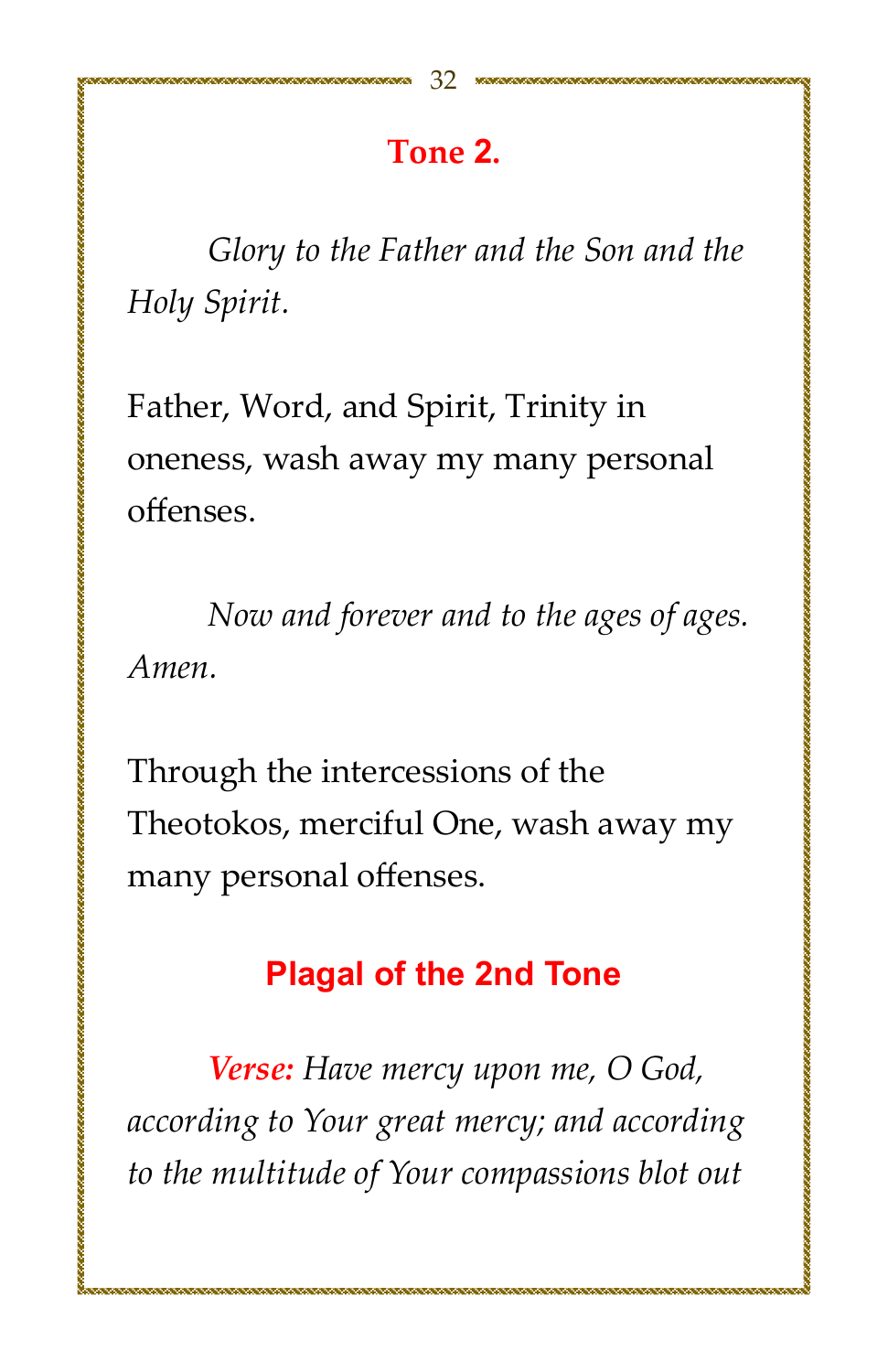## Tone 2.

*Glory to the Father and the Son and the Holy Spirit.*

Father, Word, and Spirit, Trinity in oneness, wash away my many personal offenses.

*Now and forever and to the ages of ages. Amen.*

Through the intercessions of the Theotokos, merciful One, wash away my many personal offenses.

## Plagal of the 2nd Tone

***Verse:*** *Have mercy upon me, O God, according to Your great mercy; and according to the multitude of Your compassions blot out*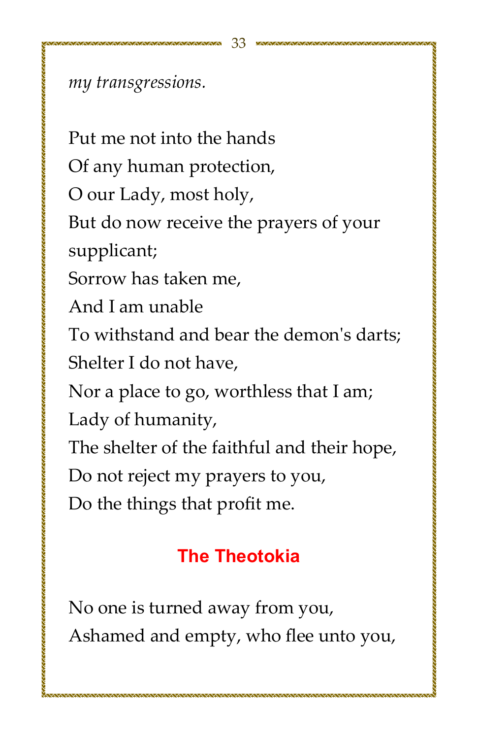*my transgressions.*

Put me not into the hands
Of any human protection,
O our Lady, most holy,
But do now receive the prayers of your supplicant;
Sorrow has taken me,
And I am unable
To withstand and bear the demon's darts;
Shelter I do not have,
Nor a place to go, worthless that I am;
Lady of humanity,
The shelter of the faithful and their hope,
Do not reject my prayers to you,
Do the things that profit me.

## The Theotokia

No one is turned away from you,
Ashamed and empty, who flee unto you,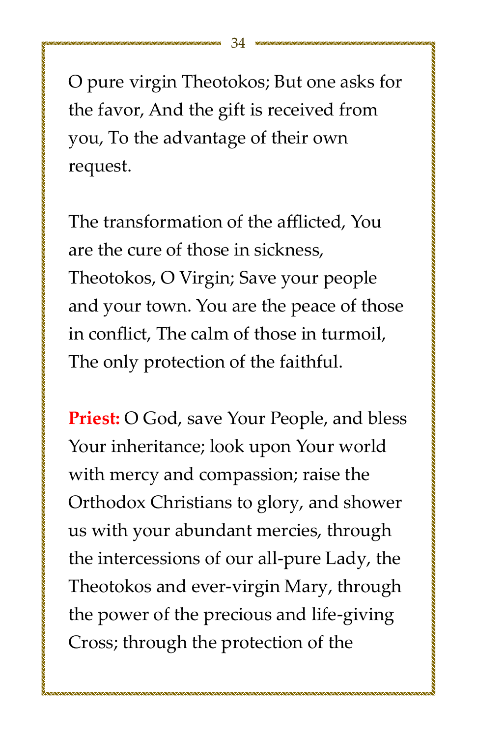O pure virgin Theotokos; But one asks for the favor, And the gift is received from you, To the advantage of their own request.

The transformation of the afflicted, You are the cure of those in sickness, Theotokos, O Virgin; Save your people and your town. You are the peace of those in conflict, The calm of those in turmoil, The only protection of the faithful.

**Priest:** O God, save Your People, and bless Your inheritance; look upon Your world with mercy and compassion; raise the Orthodox Christians to glory, and shower us with your abundant mercies, through the intercessions of our all-pure Lady, the Theotokos and ever-virgin Mary, through the power of the precious and life-giving Cross; through the protection of the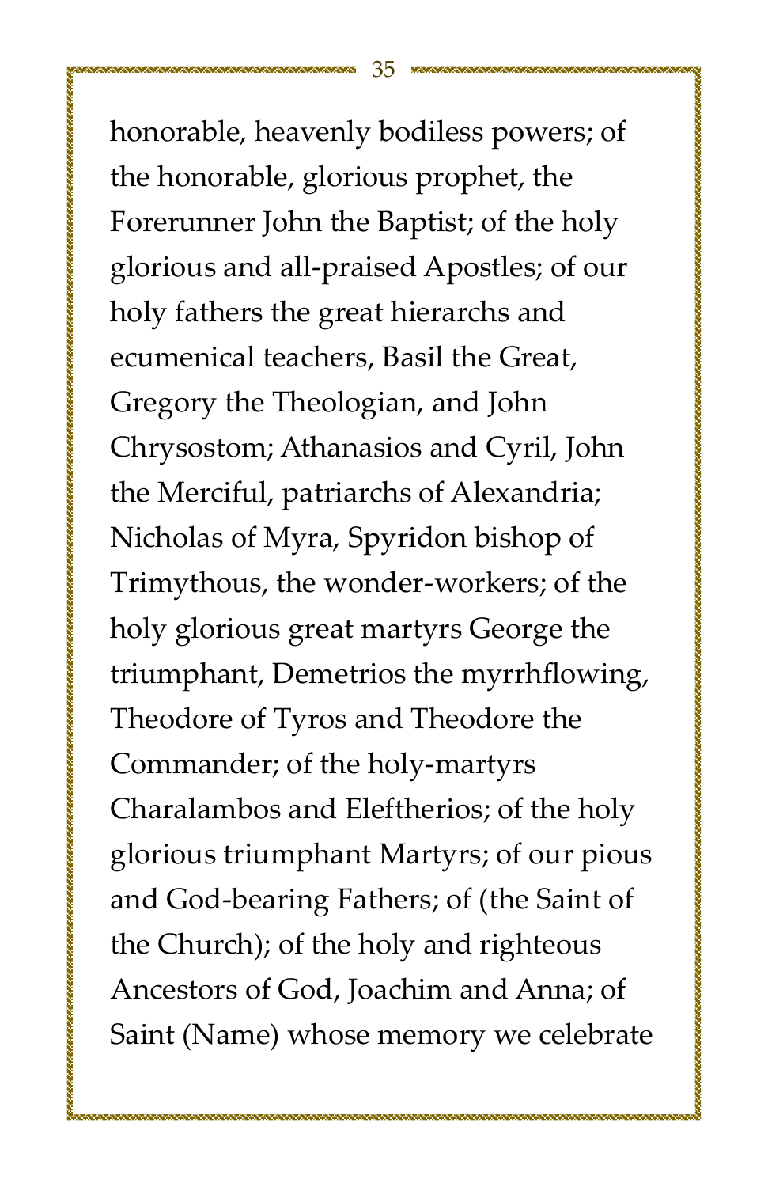honorable, heavenly bodiless powers; of the honorable, glorious prophet, the Forerunner John the Baptist; of the holy glorious and all-praised Apostles; of our holy fathers the great hierarchs and ecumenical teachers, Basil the Great, Gregory the Theologian, and John Chrysostom; Athanasios and Cyril, John the Merciful, patriarchs of Alexandria; Nicholas of Myra, Spyridon bishop of Trimythous, the wonder-workers; of the holy glorious great martyrs George the triumphant, Demetrios the myrrhflowing, Theodore of Tyros and Theodore the Commander; of the holy-martyrs Charalambos and Eleftherios; of the holy glorious triumphant Martyrs; of our pious and God-bearing Fathers; of (the Saint of the Church); of the holy and righteous Ancestors of God, Joachim and Anna; of Saint (Name) whose memory we celebrate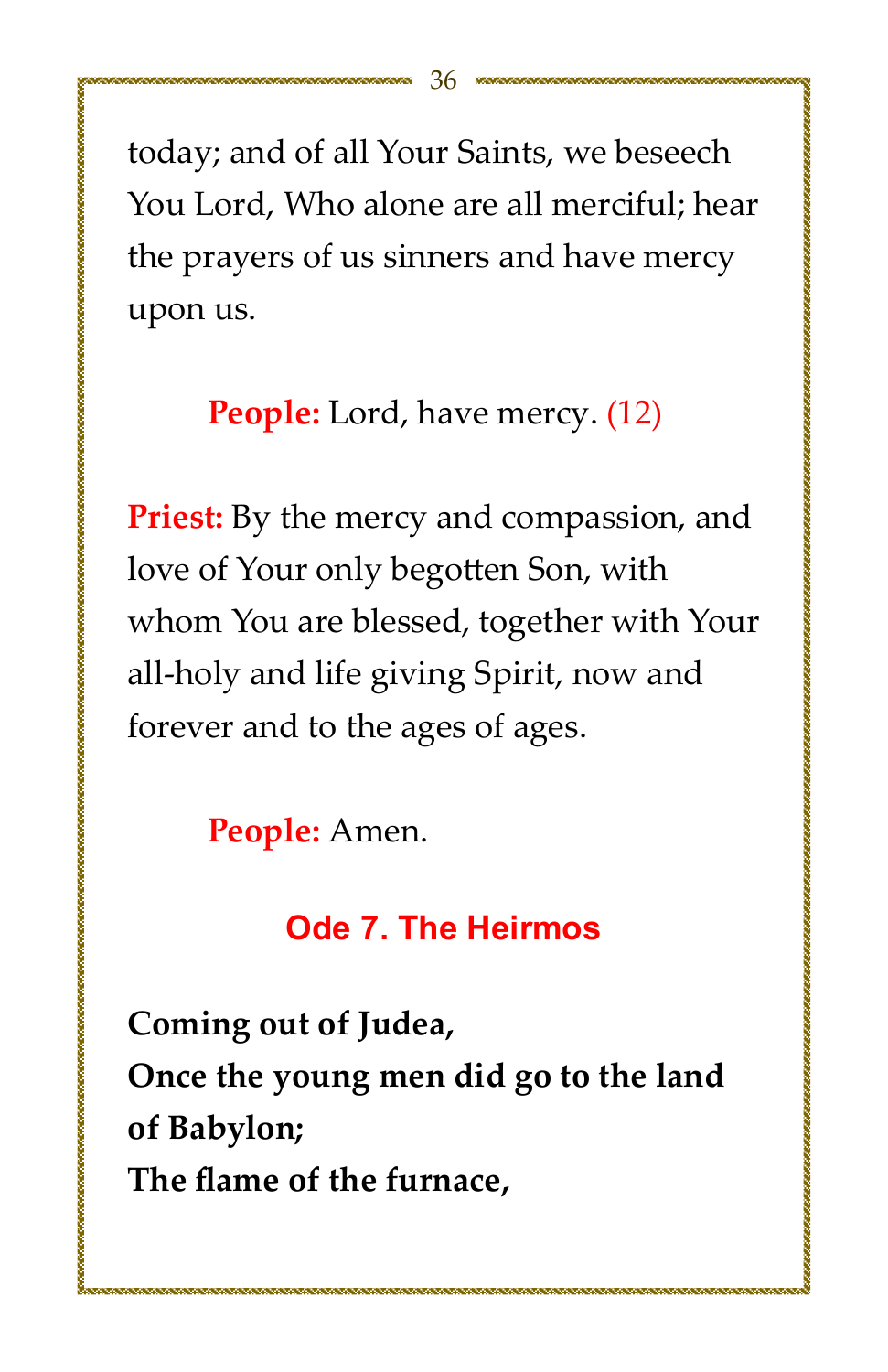today; and of all Your Saints, we beseech You Lord, Who alone are all merciful; hear the prayers of us sinners and have mercy upon us.

**People:** Lord, have mercy. (12)

**Priest:** By the mercy and compassion, and love of Your only begotten Son, with whom You are blessed, together with Your all-holy and life giving Spirit, now and forever and to the ages of ages.

**People:** Amen.

## Ode 7. The Heirmos

**Coming out of Judea,**
**Once the young men did go to the land of Babylon;**
**The flame of the furnace,**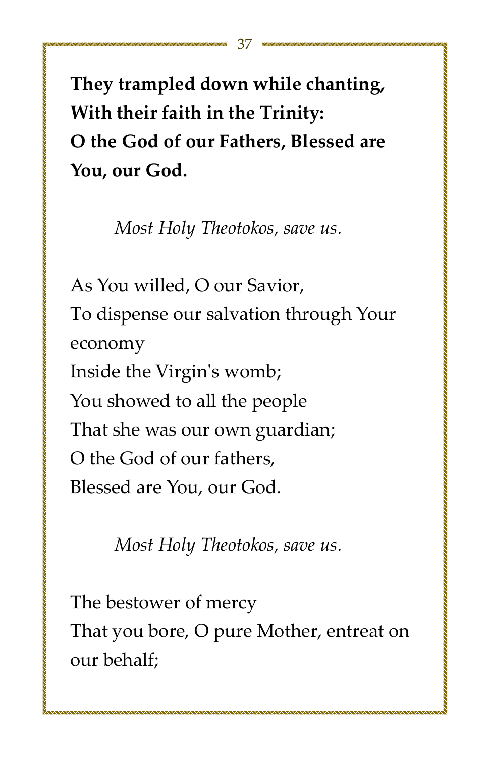**They trampled down while chanting,**
**With their faith in the Trinity:**
**O the God of our Fathers, Blessed are You, our God.**

*Most Holy Theotokos, save us.*

As You willed, O our Savior,
To dispense our salvation through Your economy
Inside the Virgin's womb;
You showed to all the people
That she was our own guardian;
O the God of our fathers,
Blessed are You, our God.

*Most Holy Theotokos, save us.*

The bestower of mercy
That you bore, O pure Mother, entreat on our behalf;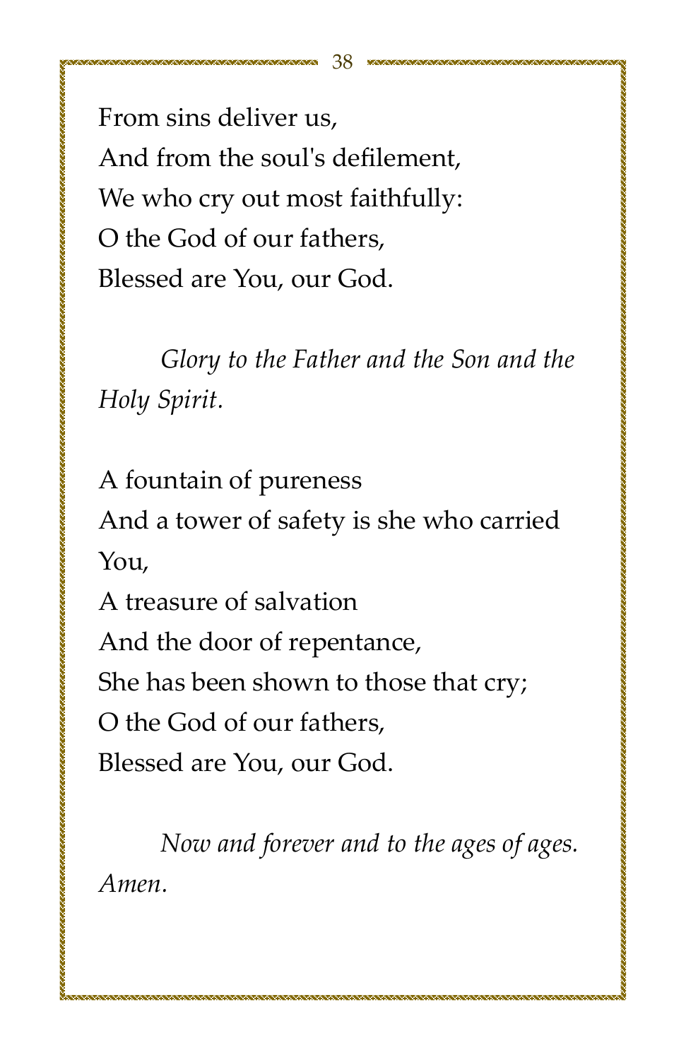From sins deliver us,
And from the soul's defilement,
We who cry out most faithfully:
O the God of our fathers,
Blessed are You, our God.

*Glory to the Father and the Son and the Holy Spirit.*

A fountain of pureness
And a tower of safety is she who carried You,
A treasure of salvation
And the door of repentance,
She has been shown to those that cry;
O the God of our fathers,
Blessed are You, our God.

*Now and forever and to the ages of ages. Amen.*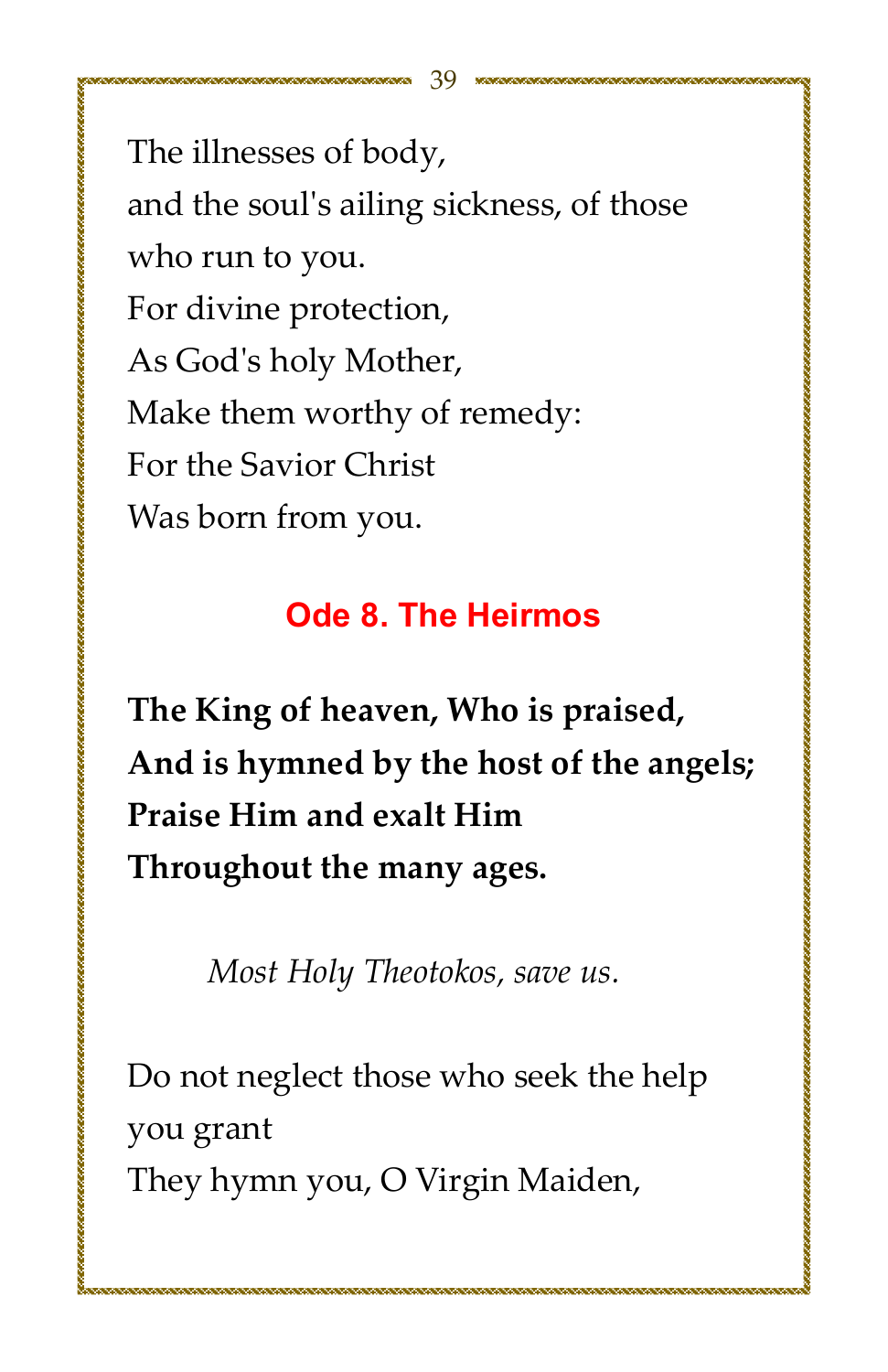The illnesses of body,
and the soul's ailing sickness, of those
who run to you.
For divine protection,
As God's holy Mother,
Make them worthy of remedy:
For the Savior Christ
Was born from you.

## Ode 8. The Heirmos

**The King of heaven, Who is praised,**
**And is hymned by the host of the angels;**
**Praise Him and exalt Him**
**Throughout the many ages.**

*Most Holy Theotokos, save us.*

Do not neglect those who seek the help
you grant
They hymn you, O Virgin Maiden,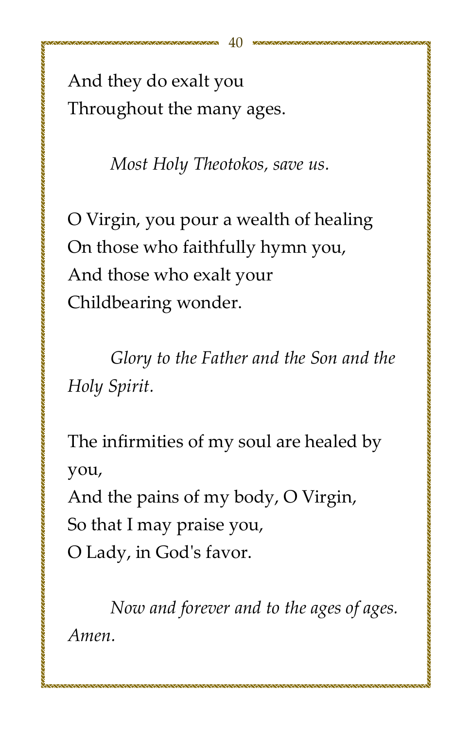And they do exalt you  
Throughout the many ages.

*Most Holy Theotokos, save us.*

O Virgin, you pour a wealth of healing  
On those who faithfully hymn you,  
And those who exalt your  
Childbearing wonder.

*Glory to the Father and the Son and the Holy Spirit.*

The infirmities of my soul are healed by you,  
And the pains of my body, O Virgin,  
So that I may praise you,  
O Lady, in God's favor.

*Now and forever and to the ages of ages. Amen.*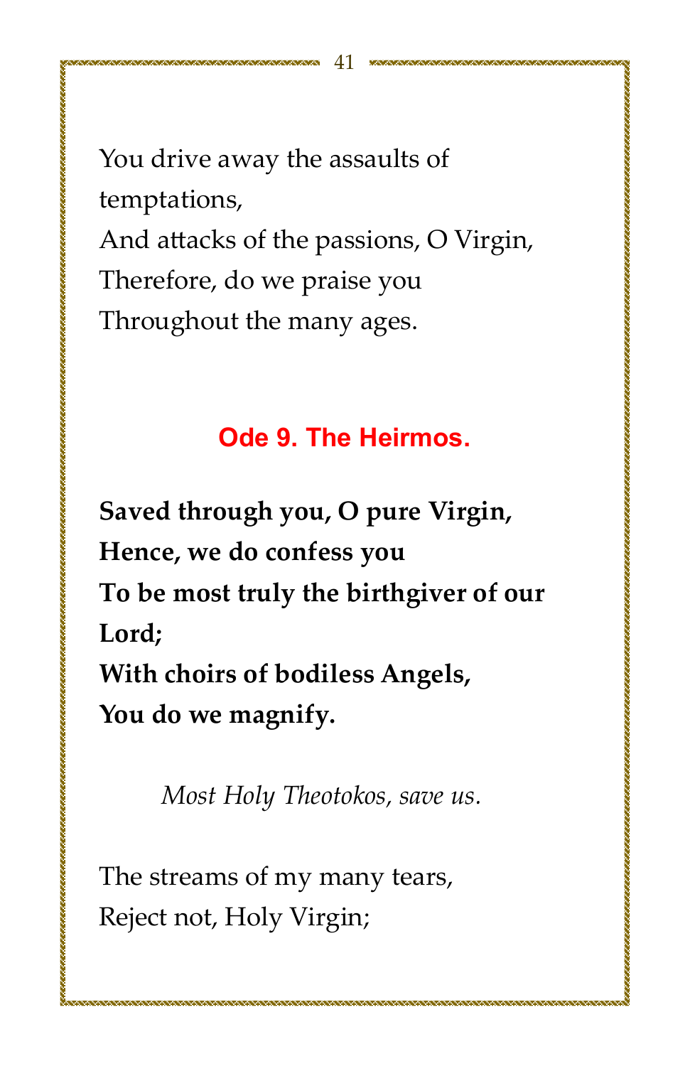You drive away the assaults of temptations,
And attacks of the passions, O Virgin,
Therefore, do we praise you
Throughout the many ages.

## Ode 9. The Heirmos.

**Saved through you, O pure Virgin,**
**Hence, we do confess you**
**To be most truly the birthgiver of our Lord;**
**With choirs of bodiless Angels,**
**You do we magnify.**

*Most Holy Theotokos, save us.*

The streams of my many tears,
Reject not, Holy Virgin;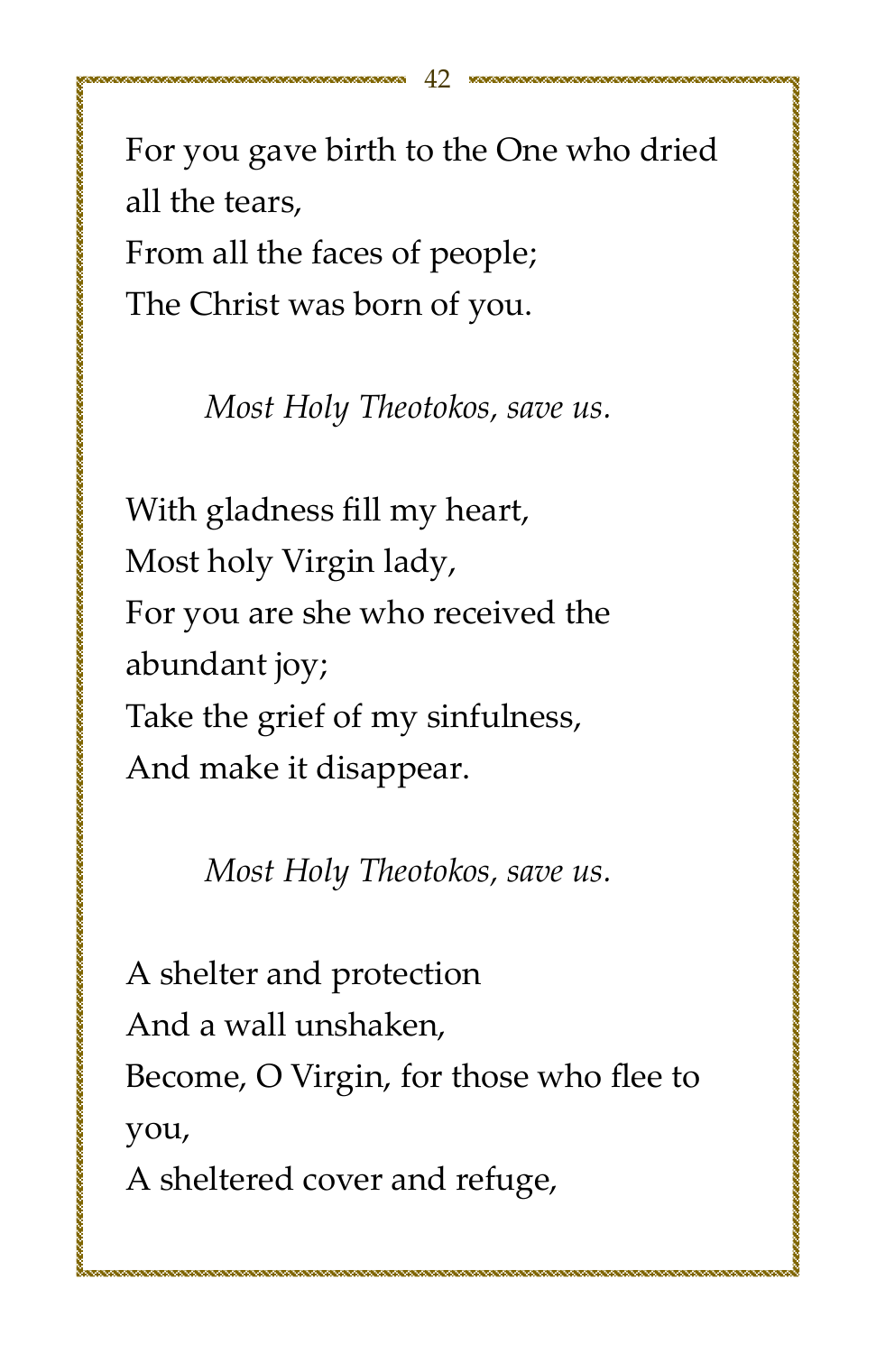For you gave birth to the One who dried all the tears,
From all the faces of people;
The Christ was born of you.

*Most Holy Theotokos, save us.*

With gladness fill my heart,
Most holy Virgin lady,
For you are she who received the abundant joy;
Take the grief of my sinfulness,
And make it disappear.

*Most Holy Theotokos, save us.*

A shelter and protection
And a wall unshaken,
Become, O Virgin, for those who flee to you,
A sheltered cover and refuge,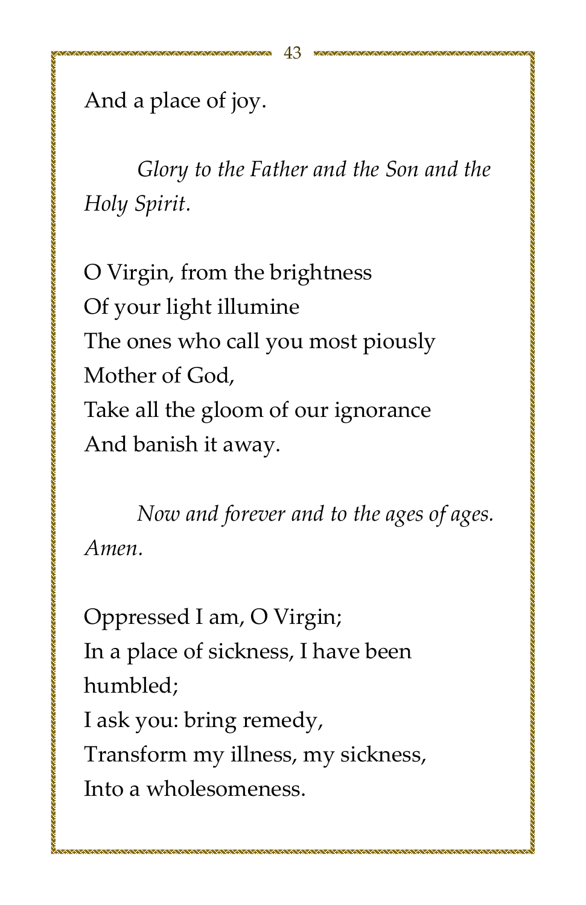And a place of joy.

*Glory to the Father and the Son and the Holy Spirit.*

O Virgin, from the brightness  
Of your light illumine  
The ones who call you most piously  
Mother of God,  
Take all the gloom of our ignorance  
And banish it away.

*Now and forever and to the ages of ages. Amen.*

Oppressed I am, O Virgin;  
In a place of sickness, I have been humbled;  
I ask you: bring remedy,  
Transform my illness, my sickness,  
Into a wholesomeness.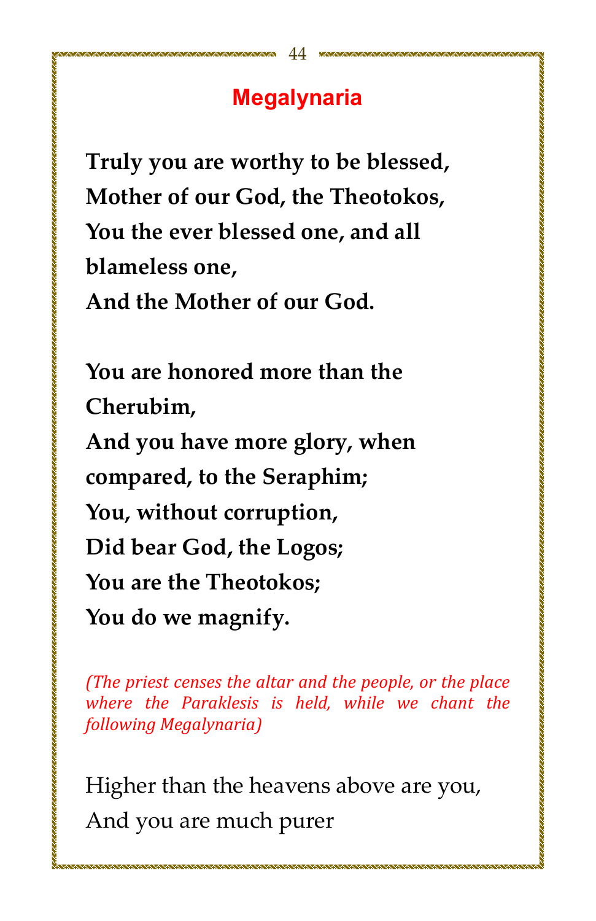## Megalynaria

**Truly you are worthy to be blessed,**
**Mother of our God, the Theotokos,**
**You the ever blessed one, and all blameless one,**
**And the Mother of our God.**

**You are honored more than the Cherubim,**
**And you have more glory, when compared, to the Seraphim;**
**You, without corruption,**
**Did bear God, the Logos;**
**You are the Theotokos;**
**You do we magnify.**

*(The priest censes the altar and the people, or the place where the Paraklesis is held, while we chant the following Megalynaria)*

Higher than the heavens above are you,
And you are much purer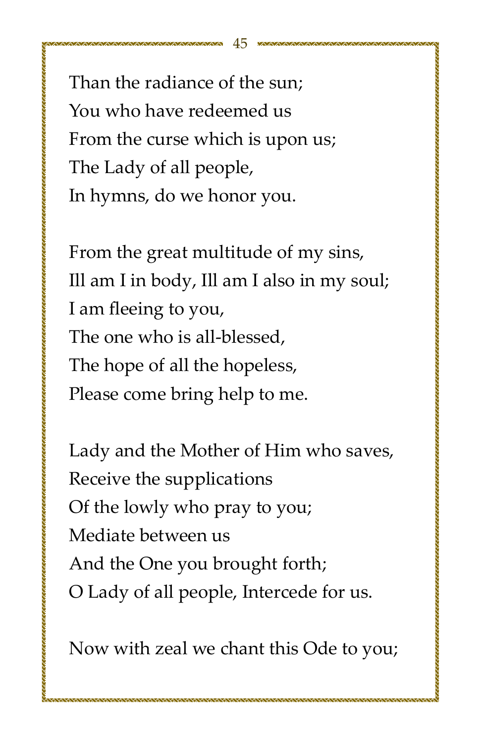Than the radiance of the sun;
You who have redeemed us
From the curse which is upon us;
The Lady of all people,
In hymns, do we honor you.

From the great multitude of my sins,
Ill am I in body, Ill am I also in my soul;
I am fleeing to you,
The one who is all-blessed,
The hope of all the hopeless,
Please come bring help to me.

Lady and the Mother of Him who saves,
Receive the supplications
Of the lowly who pray to you;
Mediate between us
And the One you brought forth;
O Lady of all people, Intercede for us.

Now with zeal we chant this Ode to you;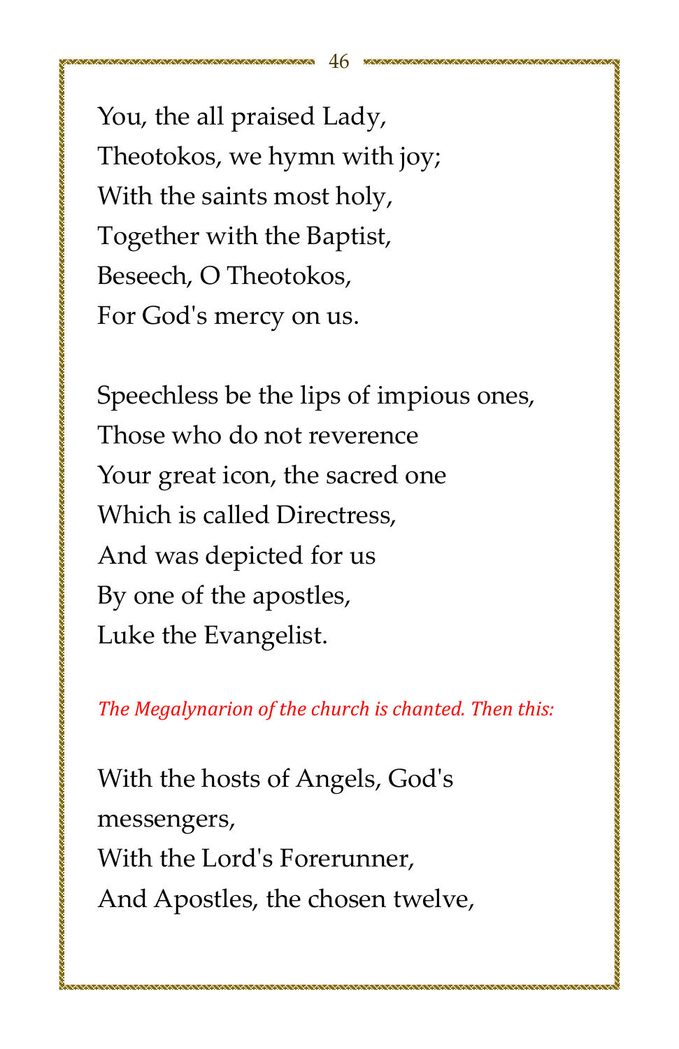You, the all praised Lady,
Theotokos, we hymn with joy;
With the saints most holy,
Together with the Baptist,
Beseech, O Theotokos,
For God's mercy on us.

Speechless be the lips of impious ones,
Those who do not reverence
Your great icon, the sacred one
Which is called Directress,
And was depicted for us
By one of the apostles,
Luke the Evangelist.

*The Megalynarion of the church is chanted. Then this:*

With the hosts of Angels, God's
messengers,
With the Lord's Forerunner,
And Apostles, the chosen twelve,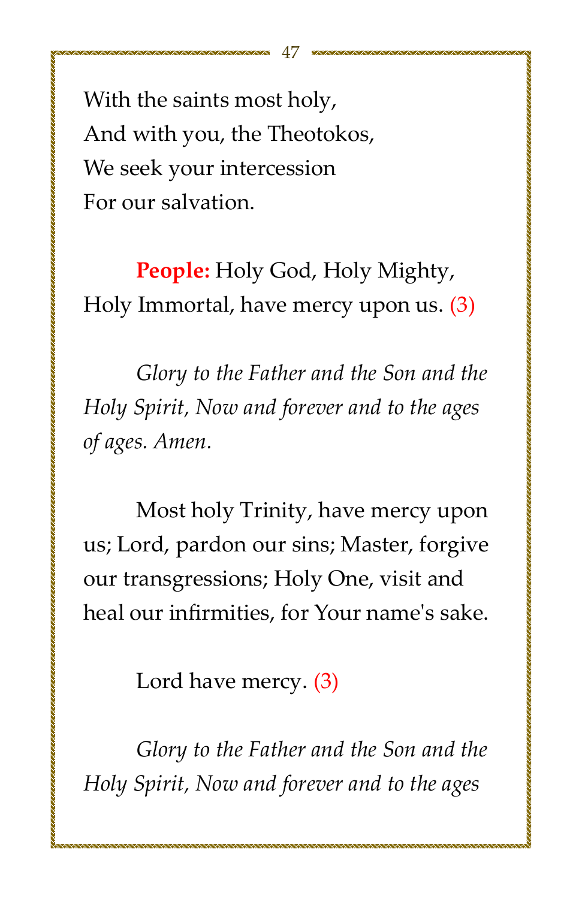With the saints most holy,
And with you, the Theotokos,
We seek your intercession
For our salvation.

**People:** Holy God, Holy Mighty, Holy Immortal, have mercy upon us. (3)

*Glory to the Father and the Son and the Holy Spirit, Now and forever and to the ages of ages. Amen.*

Most holy Trinity, have mercy upon us; Lord, pardon our sins; Master, forgive our transgressions; Holy One, visit and heal our infirmities, for Your name's sake.

Lord have mercy. (3)

*Glory to the Father and the Son and the Holy Spirit, Now and forever and to the ages*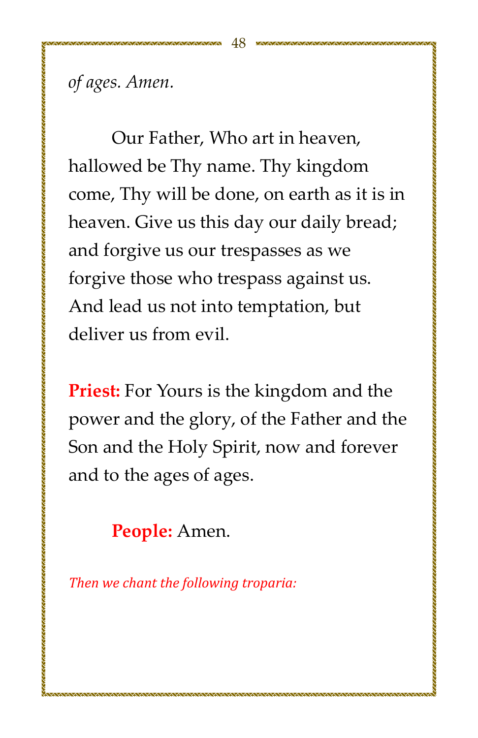*of ages. Amen.*

Our Father, Who art in heaven, hallowed be Thy name. Thy kingdom come, Thy will be done, on earth as it is in heaven. Give us this day our daily bread; and forgive us our trespasses as we forgive those who trespass against us. And lead us not into temptation, but deliver us from evil.

**Priest:** For Yours is the kingdom and the power and the glory, of the Father and the Son and the Holy Spirit, now and forever and to the ages of ages.

**People:** Amen.

*Then we chant the following troparia:*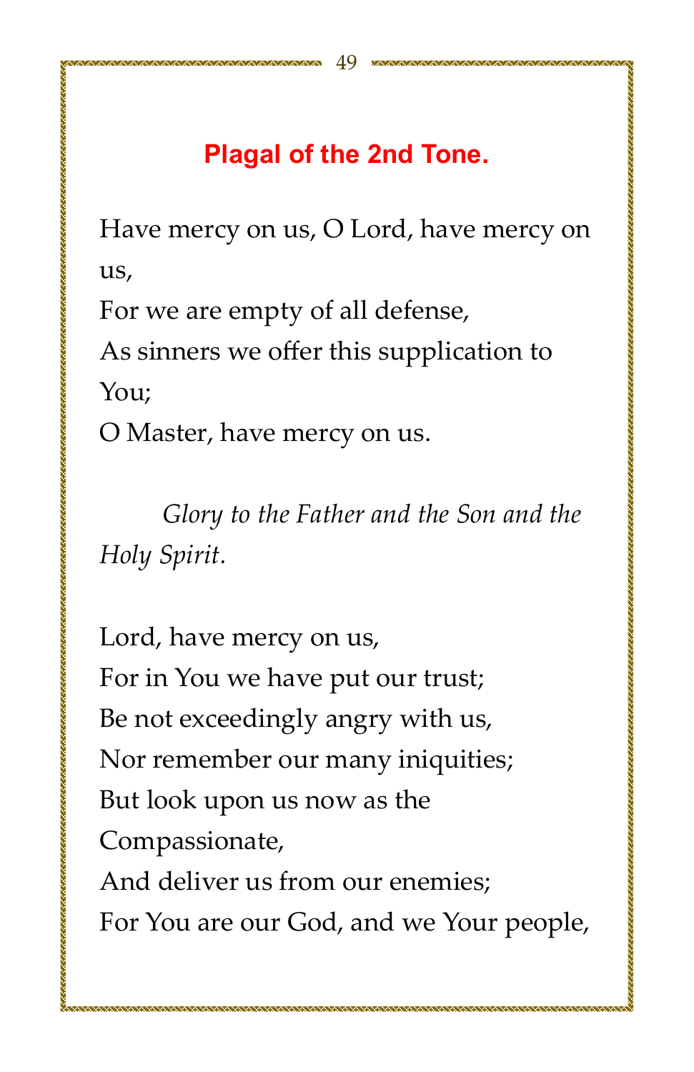## Plagal of the 2nd Tone.

Have mercy on us, O Lord, have mercy on us,
For we are empty of all defense,
As sinners we offer this supplication to You;
O Master, have mercy on us.

*Glory to the Father and the Son and the Holy Spirit.*

Lord, have mercy on us,
For in You we have put our trust;
Be not exceedingly angry with us,
Nor remember our many iniquities;
But look upon us now as the Compassionate,
And deliver us from our enemies;
For You are our God, and we Your people,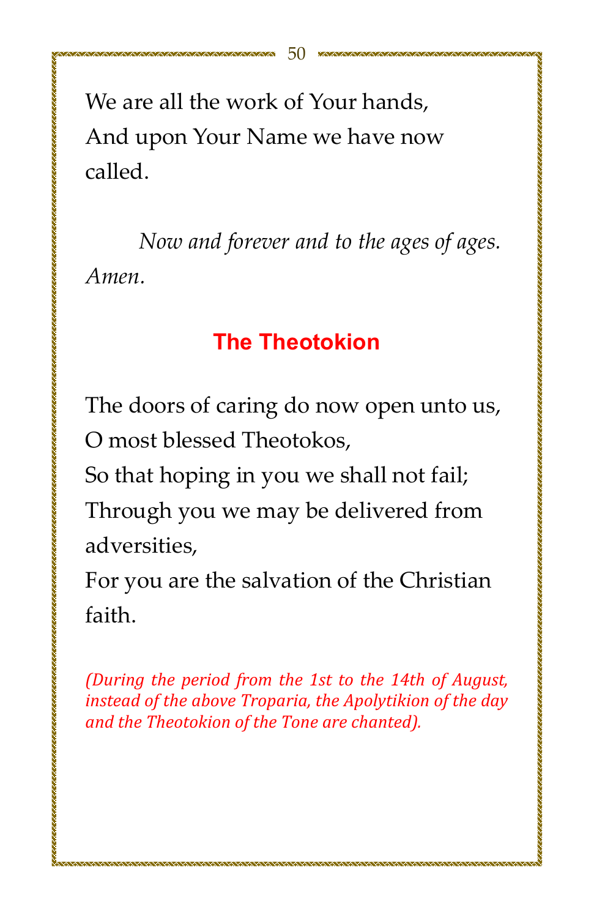We are all the work of Your hands,
And upon Your Name we have now called.

*Now and forever and to the ages of ages. Amen.*

## The Theotokion

The doors of caring do now open unto us,
O most blessed Theotokos,
So that hoping in you we shall not fail;
Through you we may be delivered from adversities,
For you are the salvation of the Christian faith.

*(During the period from the 1st to the 14th of August, instead of the above Troparia, the Apolytikion of the day and the Theotokion of the Tone are chanted).*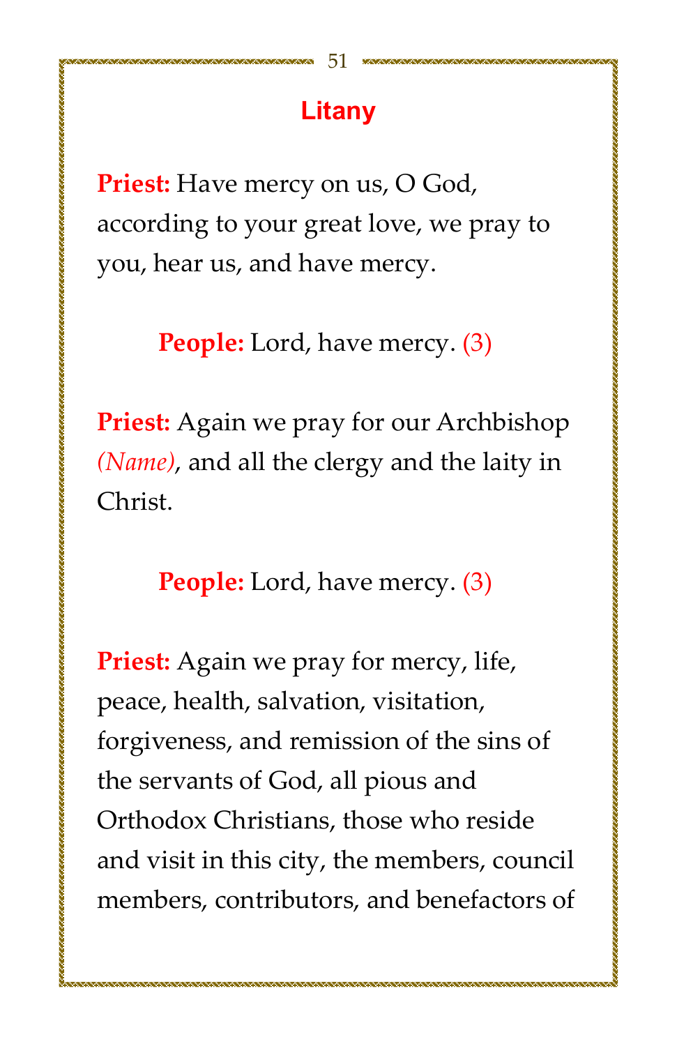## Litany

**Priest:** Have mercy on us, O God, according to your great love, we pray to you, hear us, and have mercy.

**People:** Lord, have mercy. (3)

**Priest:** Again we pray for our Archbishop *(Name)*, and all the clergy and the laity in Christ.

**People:** Lord, have mercy. (3)

**Priest:** Again we pray for mercy, life, peace, health, salvation, visitation, forgiveness, and remission of the sins of the servants of God, all pious and Orthodox Christians, those who reside and visit in this city, the members, council members, contributors, and benefactors of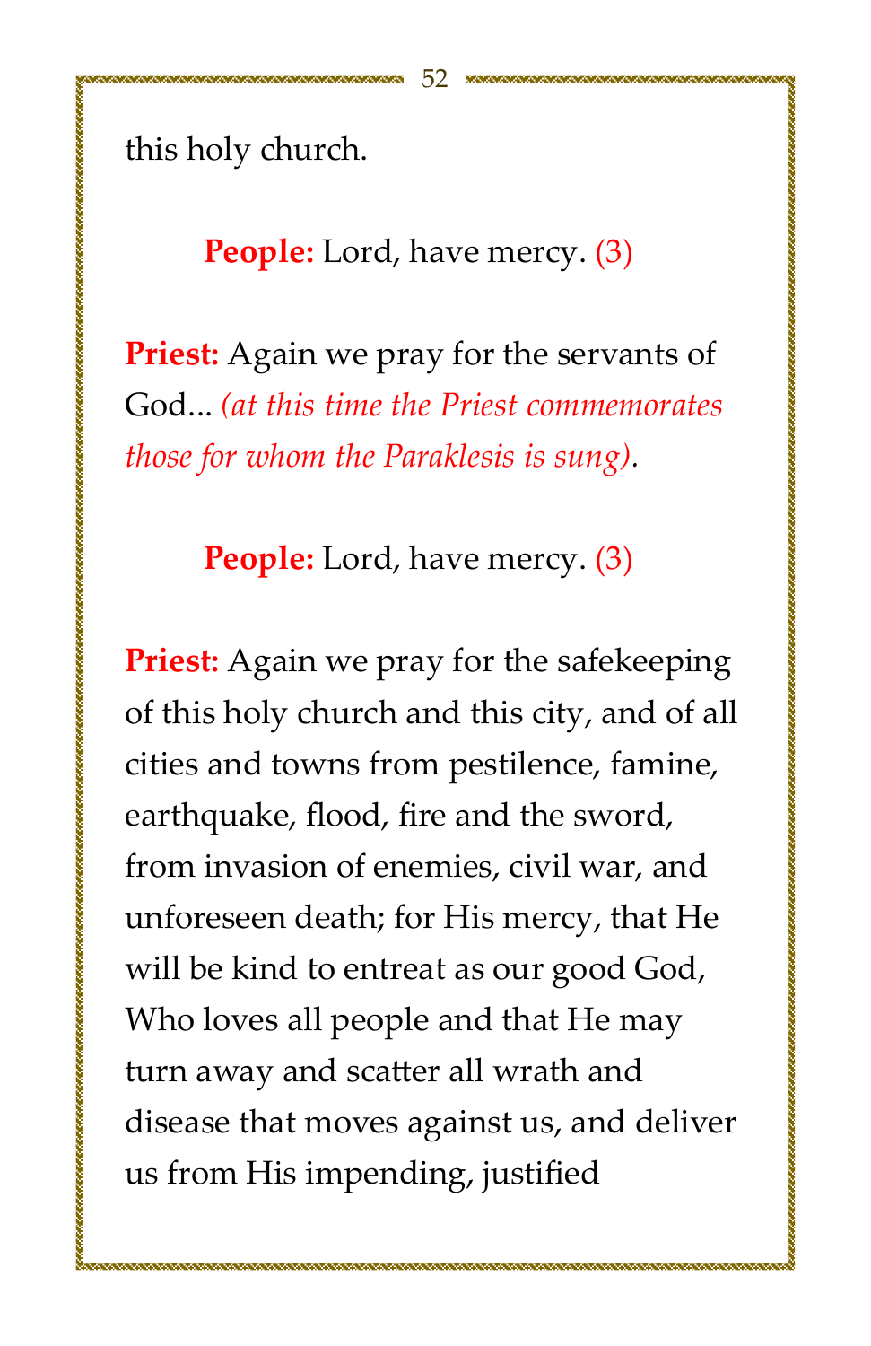this holy church.

**People:** Lord, have mercy. (3)

**Priest:** Again we pray for the servants of God... *(at this time the Priest commemorates those for whom the Paraklesis is sung)*.

**People:** Lord, have mercy. (3)

**Priest:** Again we pray for the safekeeping of this holy church and this city, and of all cities and towns from pestilence, famine, earthquake, flood, fire and the sword, from invasion of enemies, civil war, and unforeseen death; for His mercy, that He will be kind to entreat as our good God, Who loves all people and that He may turn away and scatter all wrath and disease that moves against us, and deliver us from His impending, justified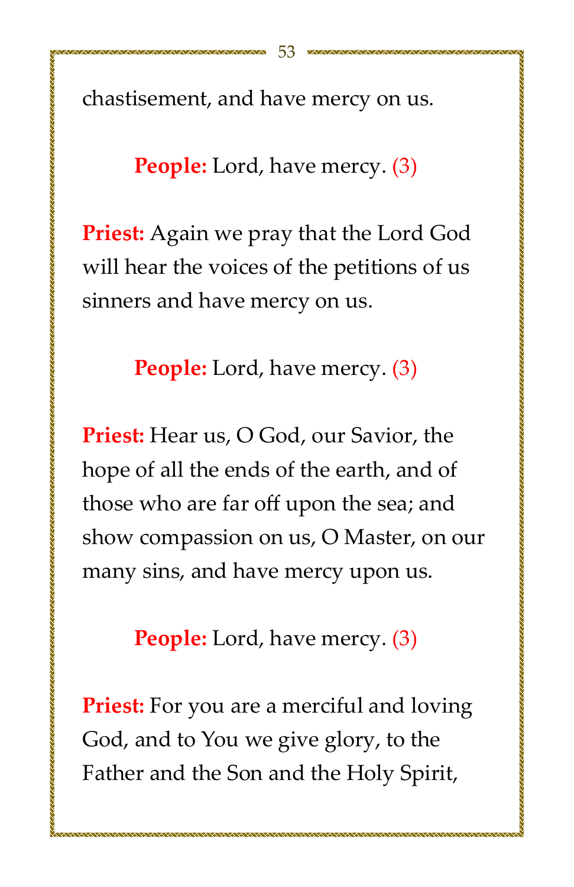chastisement, and have mercy on us.

**People:** Lord, have mercy. (3)

**Priest:** Again we pray that the Lord God will hear the voices of the petitions of us sinners and have mercy on us.

**People:** Lord, have mercy. (3)

**Priest:** Hear us, O God, our Savior, the hope of all the ends of the earth, and of those who are far off upon the sea; and show compassion on us, O Master, on our many sins, and have mercy upon us.

**People:** Lord, have mercy. (3)

**Priest:** For you are a merciful and loving God, and to You we give glory, to the Father and the Son and the Holy Spirit,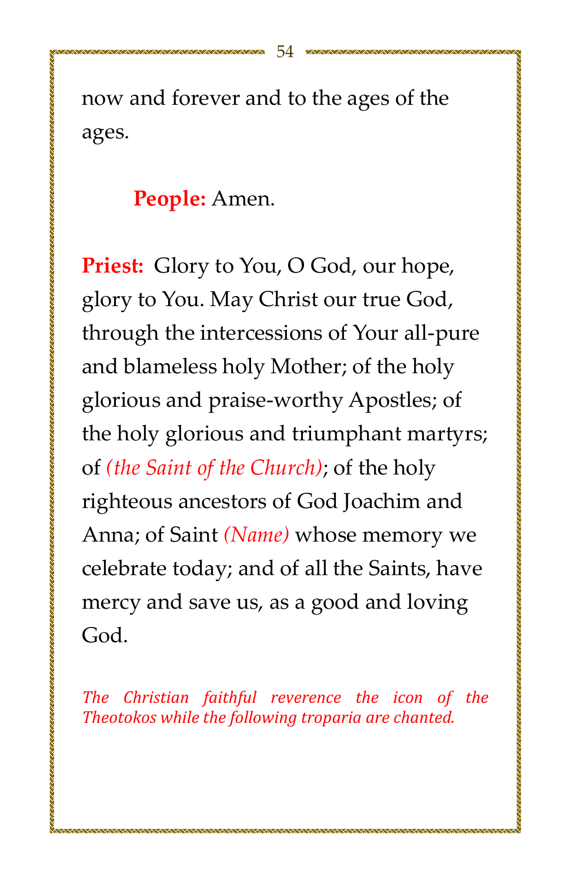now and forever and to the ages of the ages.

**People:** Amen.

**Priest:** Glory to You, O God, our hope, glory to You. May Christ our true God, through the intercessions of Your all-pure and blameless holy Mother; of the holy glorious and praise-worthy Apostles; of the holy glorious and triumphant martyrs; of *(the Saint of the Church)*; of the holy righteous ancestors of God Joachim and Anna; of Saint *(Name)* whose memory we celebrate today; and of all the Saints, have mercy and save us, as a good and loving God.

*The Christian faithful reverence the icon of the Theotokos while the following troparia are chanted.*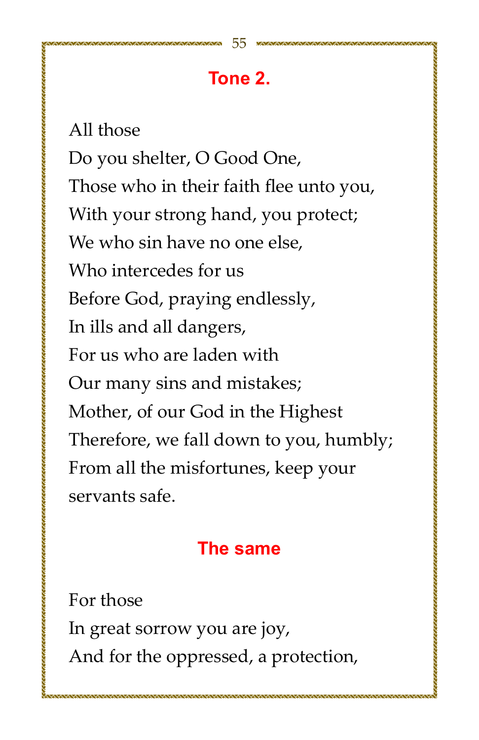## Tone 2.

All those
Do you shelter, O Good One,
Those who in their faith flee unto you,
With your strong hand, you protect;
We who sin have no one else,
Who intercedes for us
Before God, praying endlessly,
In ills and all dangers,
For us who are laden with
Our many sins and mistakes;
Mother, of our God in the Highest
Therefore, we fall down to you, humbly;
From all the misfortunes, keep your servants safe.

## The same

For those
In great sorrow you are joy,
And for the oppressed, a protection,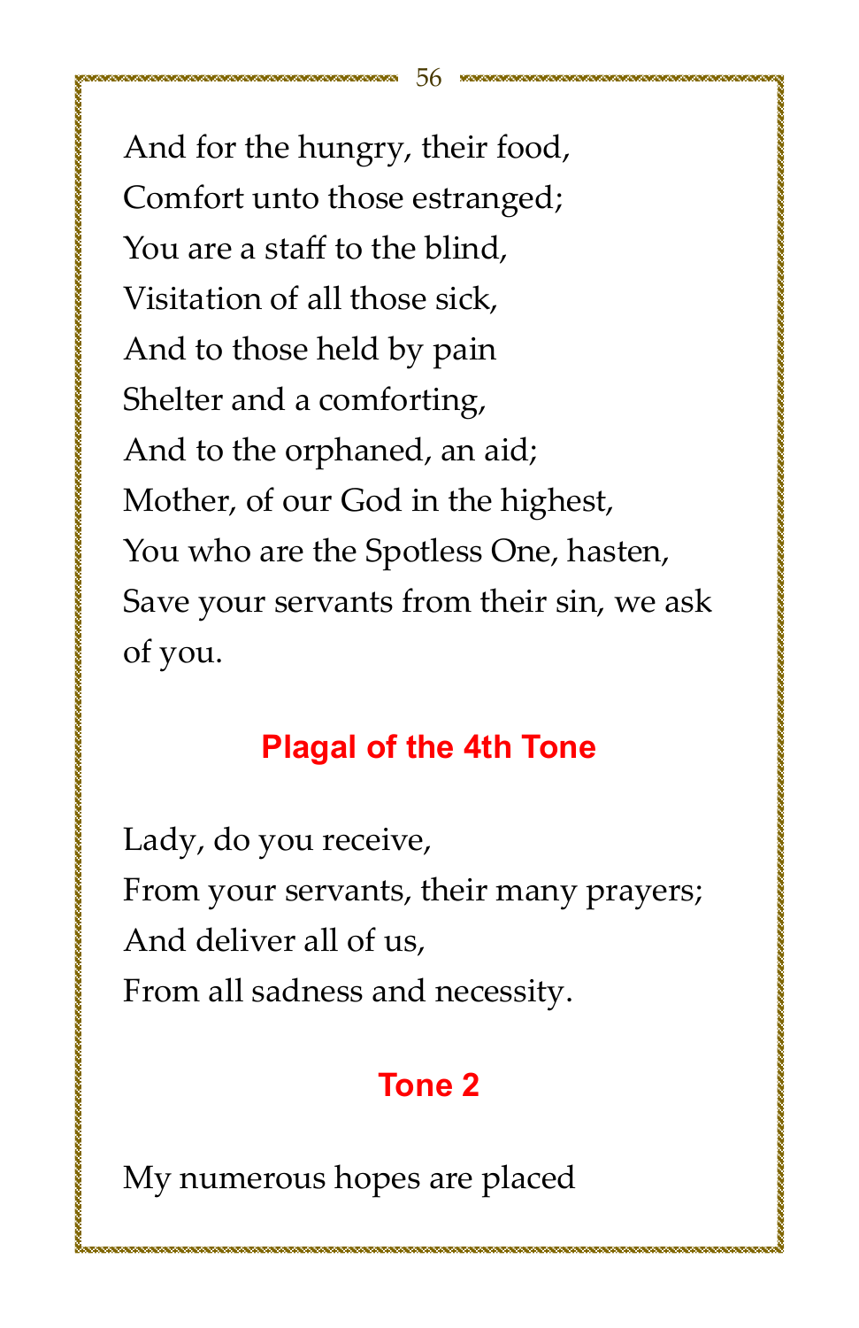And for the hungry, their food,
Comfort unto those estranged;
You are a staff to the blind,
Visitation of all those sick,
And to those held by pain
Shelter and a comforting,
And to the orphaned, an aid;
Mother, of our God in the highest,
You who are the Spotless One, hasten,
Save your servants from their sin, we ask of you.

## Plagal of the 4th Tone

Lady, do you receive,
From your servants, their many prayers;
And deliver all of us,
From all sadness and necessity.

## Tone 2

My numerous hopes are placed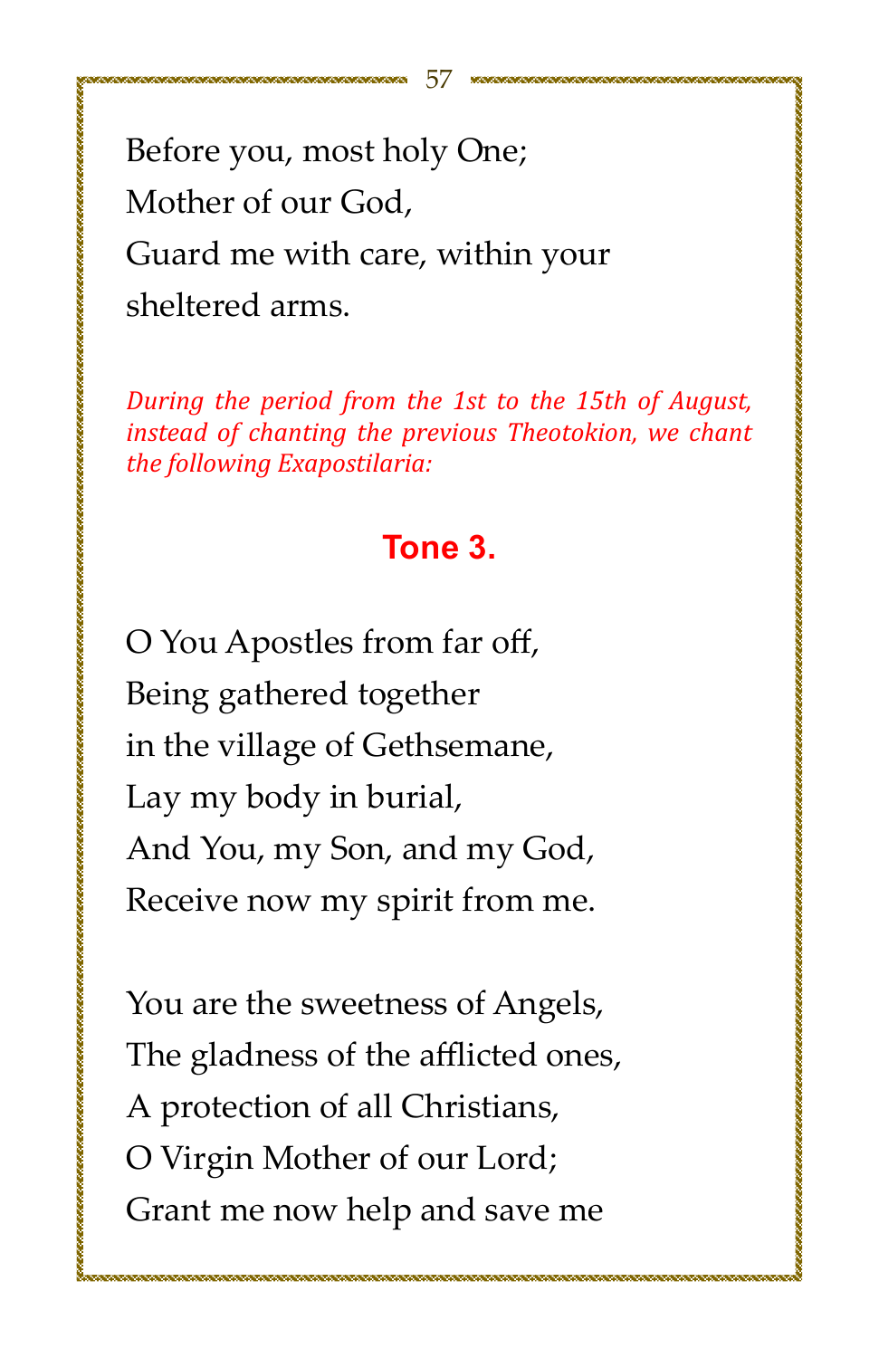Before you, most holy One;
Mother of our God,
Guard me with care, within your
sheltered arms.

*During the period from the 1st to the 15th of August, instead of chanting the previous Theotokion, we chant the following Exapostilaria:*

### Tone 3.

O You Apostles from far off,
Being gathered together
in the village of Gethsemane,
Lay my body in burial,
And You, my Son, and my God,
Receive now my spirit from me.

You are the sweetness of Angels,
The gladness of the afflicted ones,
A protection of all Christians,
O Virgin Mother of our Lord;
Grant me now help and save me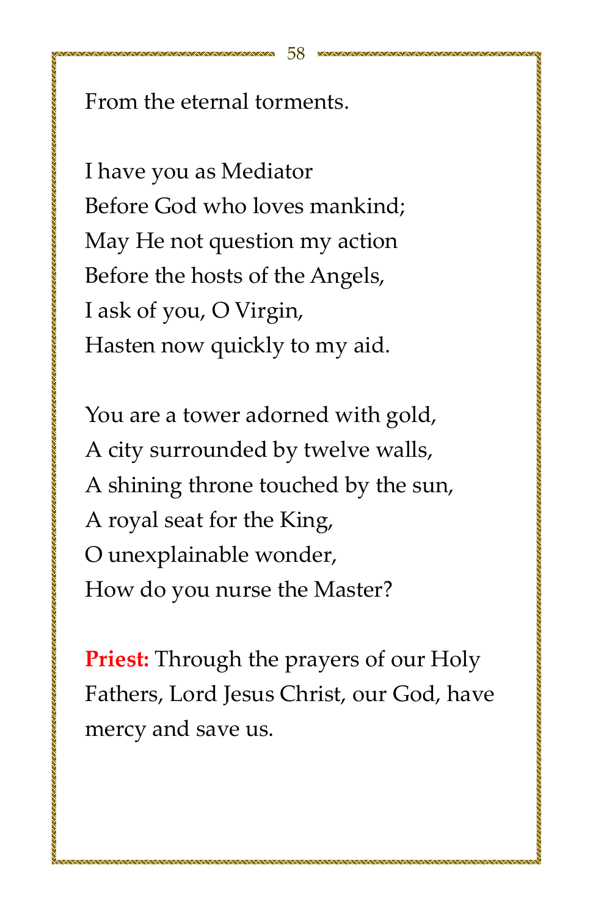From the eternal torments.

I have you as Mediator
Before God who loves mankind;
May He not question my action
Before the hosts of the Angels,
I ask of you, O Virgin,
Hasten now quickly to my aid.

You are a tower adorned with gold,
A city surrounded by twelve walls,
A shining throne touched by the sun,
A royal seat for the King,
O unexplainable wonder,
How do you nurse the Master?

**Priest:** Through the prayers of our Holy Fathers, Lord Jesus Christ, our God, have mercy and save us.